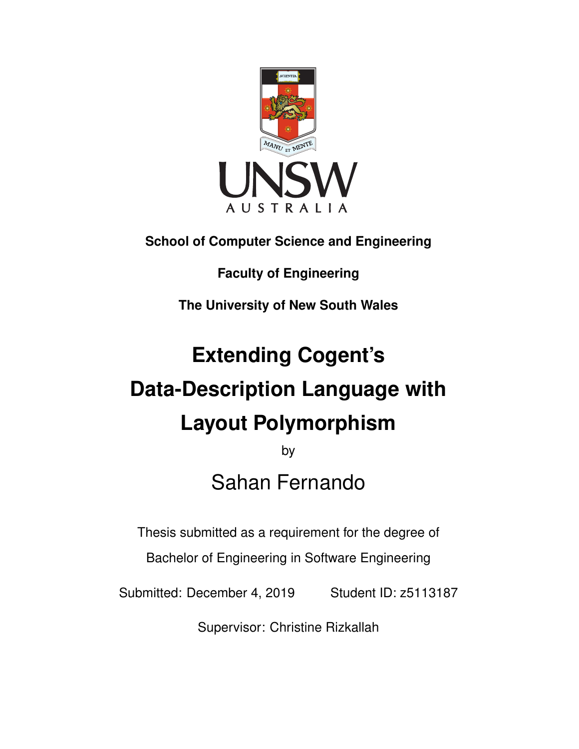UNSW AUSTRALIA

**School of Computer Science and Engineering**

**Faculty of Engineering**

**The University of New South Wales**

# Extending Cogent's Data-Description Language with Layout Polymorphism

by

## Sahan Fernando

Thesis submitted as a requirement for the degree of

Bachelor of Engineering in Software Engineering

Submitted: December 4, 2019 Student ID: z5113187

Supervisor: Christine Rizkallah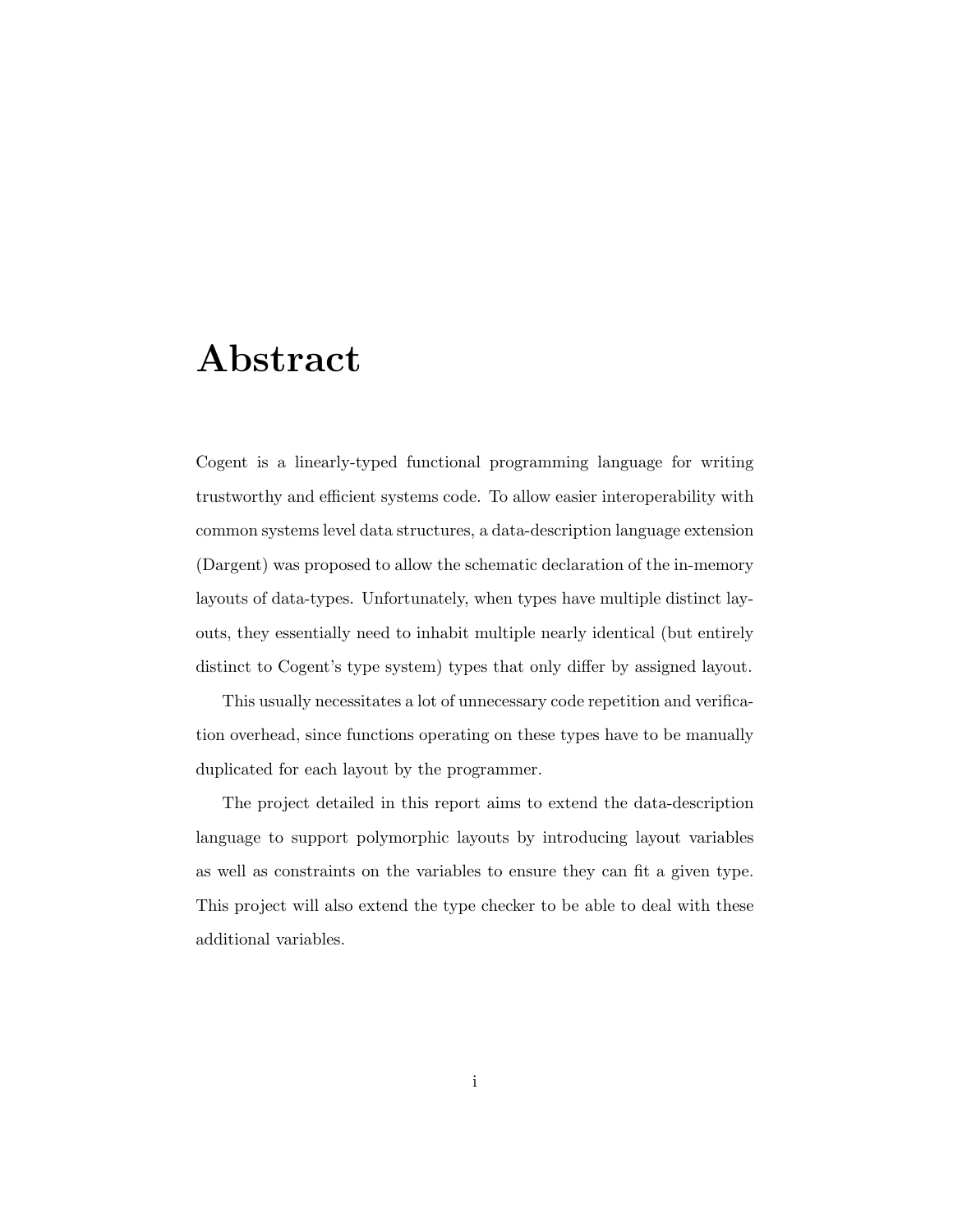# Abstract

Cogent is a linearly-typed functional programming language for writing trustworthy and efficient systems code. To allow easier interoperability with common systems level data structures, a data-description language extension (Dargent) was proposed to allow the schematic declaration of the in-memory layouts of data-types. Unfortunately, when types have multiple distinct layouts, they essentially need to inhabit multiple nearly identical (but entirely distinct to Cogent's type system) types that only differ by assigned layout.

This usually necessitates a lot of unnecessary code repetition and verification overhead, since functions operating on these types have to be manually duplicated for each layout by the programmer.

The project detailed in this report aims to extend the data-description language to support polymorphic layouts by introducing layout variables as well as constraints on the variables to ensure they can fit a given type. This project will also extend the type checker to be able to deal with these additional variables.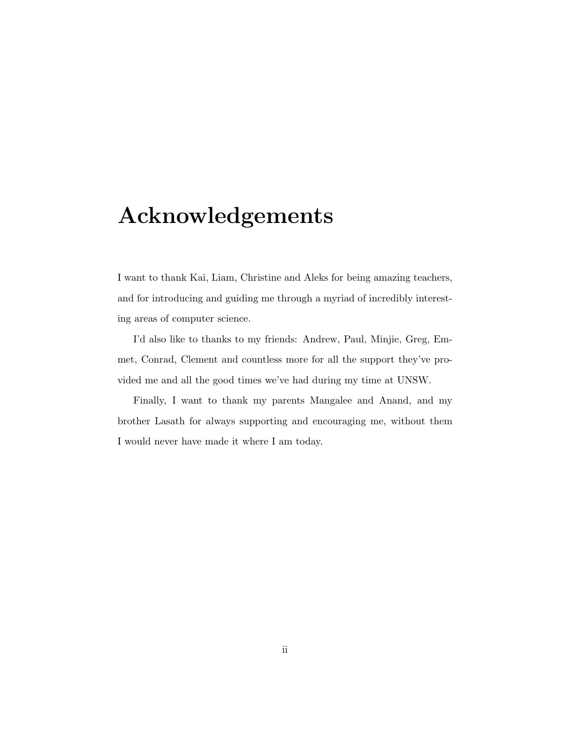# Acknowledgements

I want to thank Kai, Liam, Christine and Aleks for being amazing teachers, and for introducing and guiding me through a myriad of incredibly interesting areas of computer science.

I'd also like to thanks to my friends: Andrew, Paul, Minjie, Greg, Emmet, Conrad, Clement and countless more for all the support they've provided me and all the good times we've had during my time at UNSW.

Finally, I want to thank my parents Mangalee and Anand, and my brother Lasath for always supporting and encouraging me, without them I would never have made it where I am today.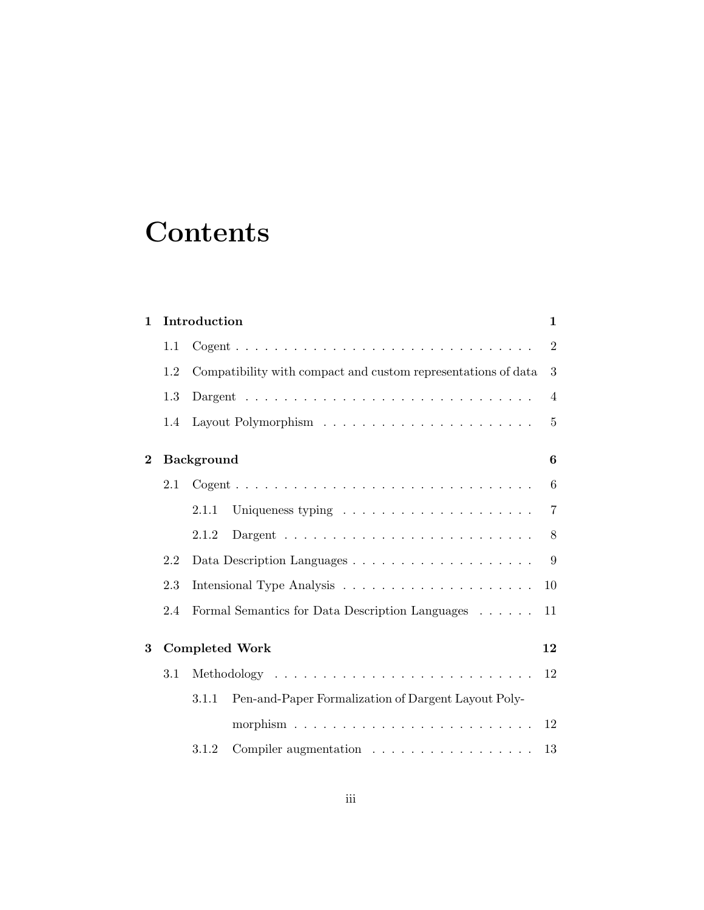# Contents

**1 Introduction** **1**

- 1.1 Cogent . . . . . . . . . . . . . . . . . . . . . . . . . . . . . . . 2
- 1.2 Compatibility with compact and custom representations of data 3
- 1.3 Dargent . . . . . . . . . . . . . . . . . . . . . . . . . . . . . . 4
- 1.4 Layout Polymorphism . . . . . . . . . . . . . . . . . . . . . . 5

**2 Background** **6**

- 2.1 Cogent . . . . . . . . . . . . . . . . . . . . . . . . . . . . . . . 6
  - 2.1.1 Uniqueness typing . . . . . . . . . . . . . . . . . . . . 7
  - 2.1.2 Dargent . . . . . . . . . . . . . . . . . . . . . . . . . . 8
- 2.2 Data Description Languages . . . . . . . . . . . . . . . . . . . 9
- 2.3 Intensional Type Analysis . . . . . . . . . . . . . . . . . . . . 10
- 2.4 Formal Semantics for Data Description Languages . . . . . . 11

**3 Completed Work** **12**

- 3.1 Methodology . . . . . . . . . . . . . . . . . . . . . . . . . . . 12
  - 3.1.1 Pen-and-Paper Formalization of Dargent Layout Polymorphism . . . . . . . . . . . . . . . . . . . . . . . . . 12
  - 3.1.2 Compiler augmentation . . . . . . . . . . . . . . . . . 13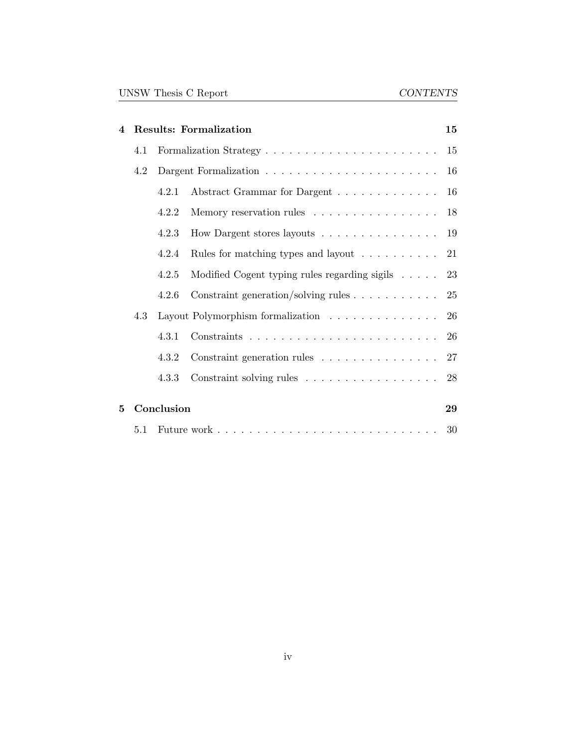| | | | |
|---|---|---|---|
| **4** | **Results: Formalization** | | **15** |
| | 4.1 | Formalization Strategy | 15 |
| | 4.2 | Dargent Formalization | 16 |
| | | 4.2.1 Abstract Grammar for Dargent | 16 |
| | | 4.2.2 Memory reservation rules | 18 |
| | | 4.2.3 How Dargent stores layouts | 19 |
| | | 4.2.4 Rules for matching types and layout | 21 |
| | | 4.2.5 Modified Cogent typing rules regarding sigils | 23 |
| | | 4.2.6 Constraint generation/solving rules | 25 |
| | 4.3 | Layout Polymorphism formalization | 26 |
| | | 4.3.1 Constraints | 26 |
| | | 4.3.2 Constraint generation rules | 27 |
| | | 4.3.3 Constraint solving rules | 28 |
| **5** | **Conclusion** | | **29** |
| | 5.1 | Future work | 30 |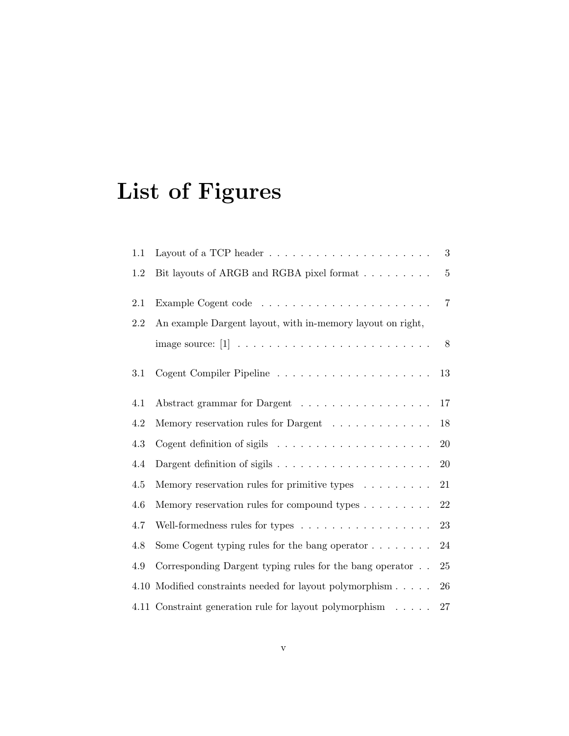# List of Figures

| | | |
|---|---|---|
| 1.1 | Layout of a TCP header | 3 |
| 1.2 | Bit layouts of ARGB and RGBA pixel format | 5 |
| 2.1 | Example Cogent code | 7 |
| 2.2 | An example Dargent layout, with in-memory layout on right, image source: [1] | 8 |
| 3.1 | Cogent Compiler Pipeline | 13 |
| 4.1 | Abstract grammar for Dargent | 17 |
| 4.2 | Memory reservation rules for Dargent | 18 |
| 4.3 | Cogent definition of sigils | 20 |
| 4.4 | Dargent definition of sigils | 20 |
| 4.5 | Memory reservation rules for primitive types | 21 |
| 4.6 | Memory reservation rules for compound types | 22 |
| 4.7 | Well-formedness rules for types | 23 |
| 4.8 | Some Cogent typing rules for the bang operator | 24 |
| 4.9 | Corresponding Dargent typing rules for the bang operator | 25 |
| 4.10 | Modified constraints needed for layout polymorphism | 26 |
| 4.11 | Constraint generation rule for layout polymorphism | 27 |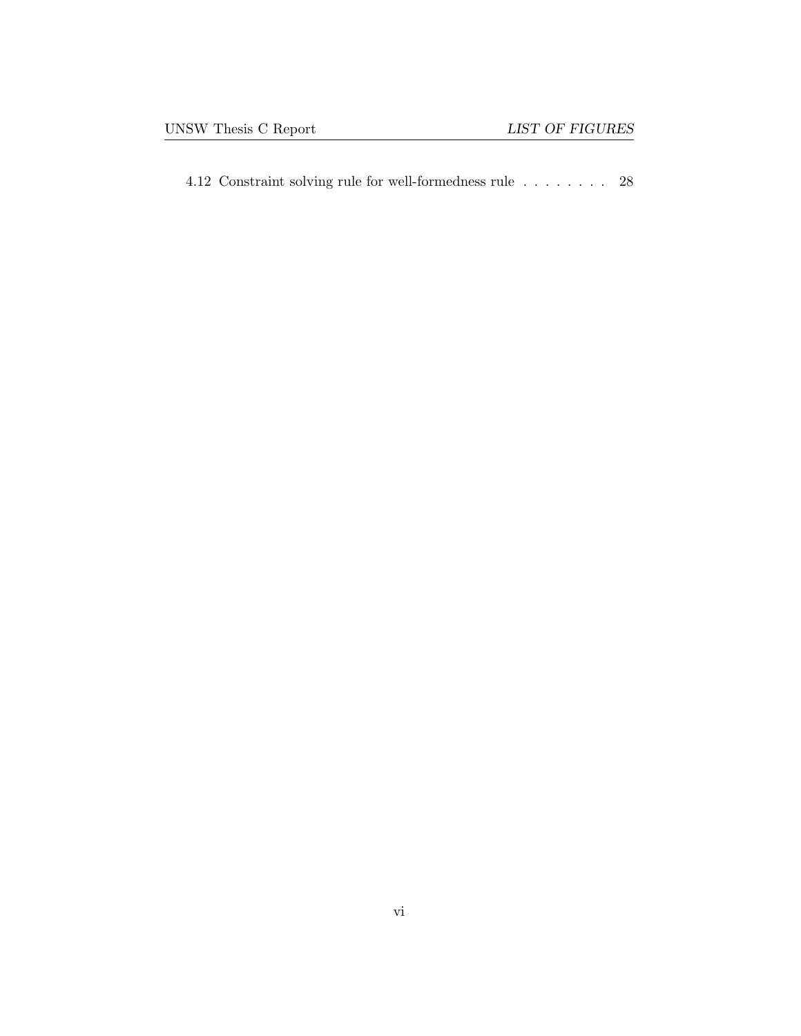4.12 Constraint solving rule for well-formedness rule . . . . . . . . 28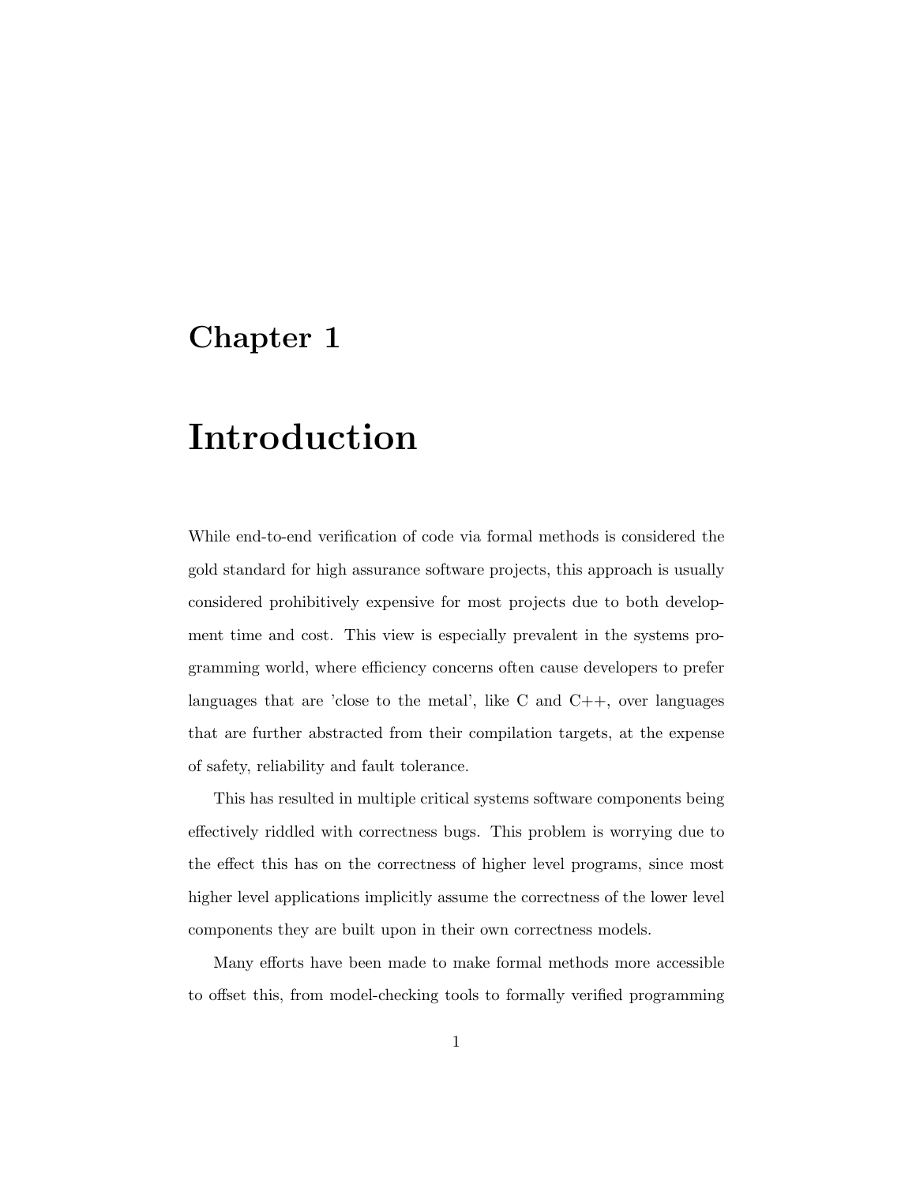# Chapter 1

# Introduction

While end-to-end verification of code via formal methods is considered the gold standard for high assurance software projects, this approach is usually considered prohibitively expensive for most projects due to both development time and cost. This view is especially prevalent in the systems programming world, where efficiency concerns often cause developers to prefer languages that are 'close to the metal', like C and C++, over languages that are further abstracted from their compilation targets, at the expense of safety, reliability and fault tolerance.

This has resulted in multiple critical systems software components being effectively riddled with correctness bugs. This problem is worrying due to the effect this has on the correctness of higher level programs, since most higher level applications implicitly assume the correctness of the lower level components they are built upon in their own correctness models.

Many efforts have been made to make formal methods more accessible to offset this, from model-checking tools to formally verified programming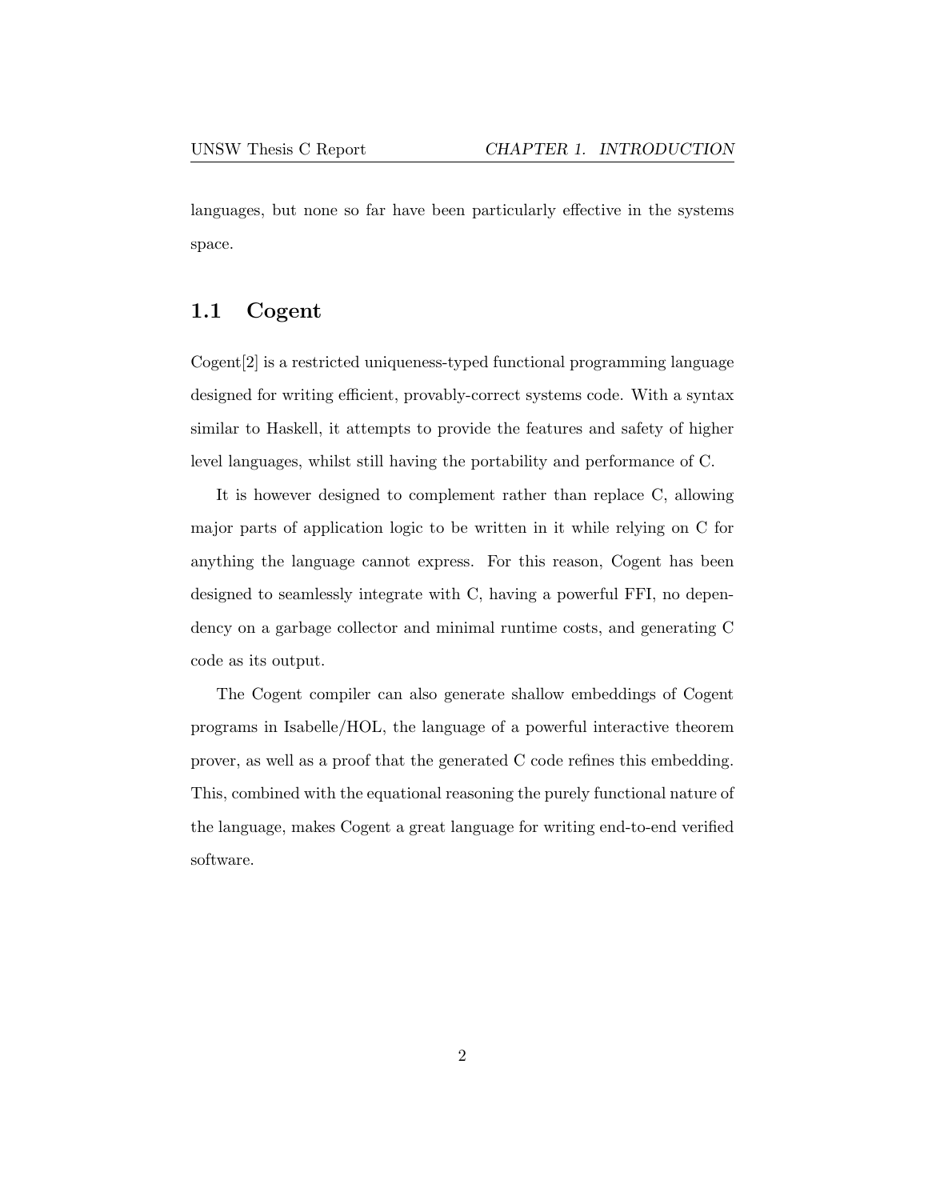languages, but none so far have been particularly effective in the systems space.

## 1.1 Cogent

Cogent[2] is a restricted uniqueness-typed functional programming language designed for writing efficient, provably-correct systems code. With a syntax similar to Haskell, it attempts to provide the features and safety of higher level languages, whilst still having the portability and performance of C.

It is however designed to complement rather than replace C, allowing major parts of application logic to be written in it while relying on C for anything the language cannot express. For this reason, Cogent has been designed to seamlessly integrate with C, having a powerful FFI, no dependency on a garbage collector and minimal runtime costs, and generating C code as its output.

The Cogent compiler can also generate shallow embeddings of Cogent programs in Isabelle/HOL, the language of a powerful interactive theorem prover, as well as a proof that the generated C code refines this embedding. This, combined with the equational reasoning the purely functional nature of the language, makes Cogent a great language for writing end-to-end verified software.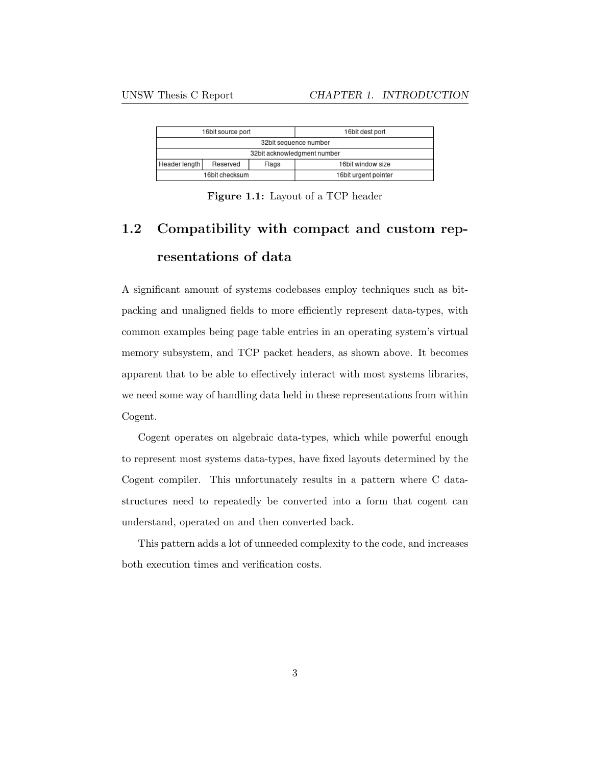| 16bit source port | | | 16bit dest port |
|---|---|---|---|
| 32bit sequence number | | | |
| 32bit acknowledgment number | | | |
| Header length | Reserved | Flags | 16bit window size |
| 16bit checksum | | | 16bit urgent pointer |

**Figure 1.1:** Layout of a TCP header

## 1.2 Compatibility with compact and custom representations of data

A significant amount of systems codebases employ techniques such as bit-packing and unaligned fields to more efficiently represent data-types, with common examples being page table entries in an operating system's virtual memory subsystem, and TCP packet headers, as shown above. It becomes apparent that to be able to effectively interact with most systems libraries, we need some way of handling data held in these representations from within Cogent.

Cogent operates on algebraic data-types, which while powerful enough to represent most systems data-types, have fixed layouts determined by the Cogent compiler. This unfortunately results in a pattern where C data-structures need to repeatedly be converted into a form that cogent can understand, operated on and then converted back.

This pattern adds a lot of unneeded complexity to the code, and increases both execution times and verification costs.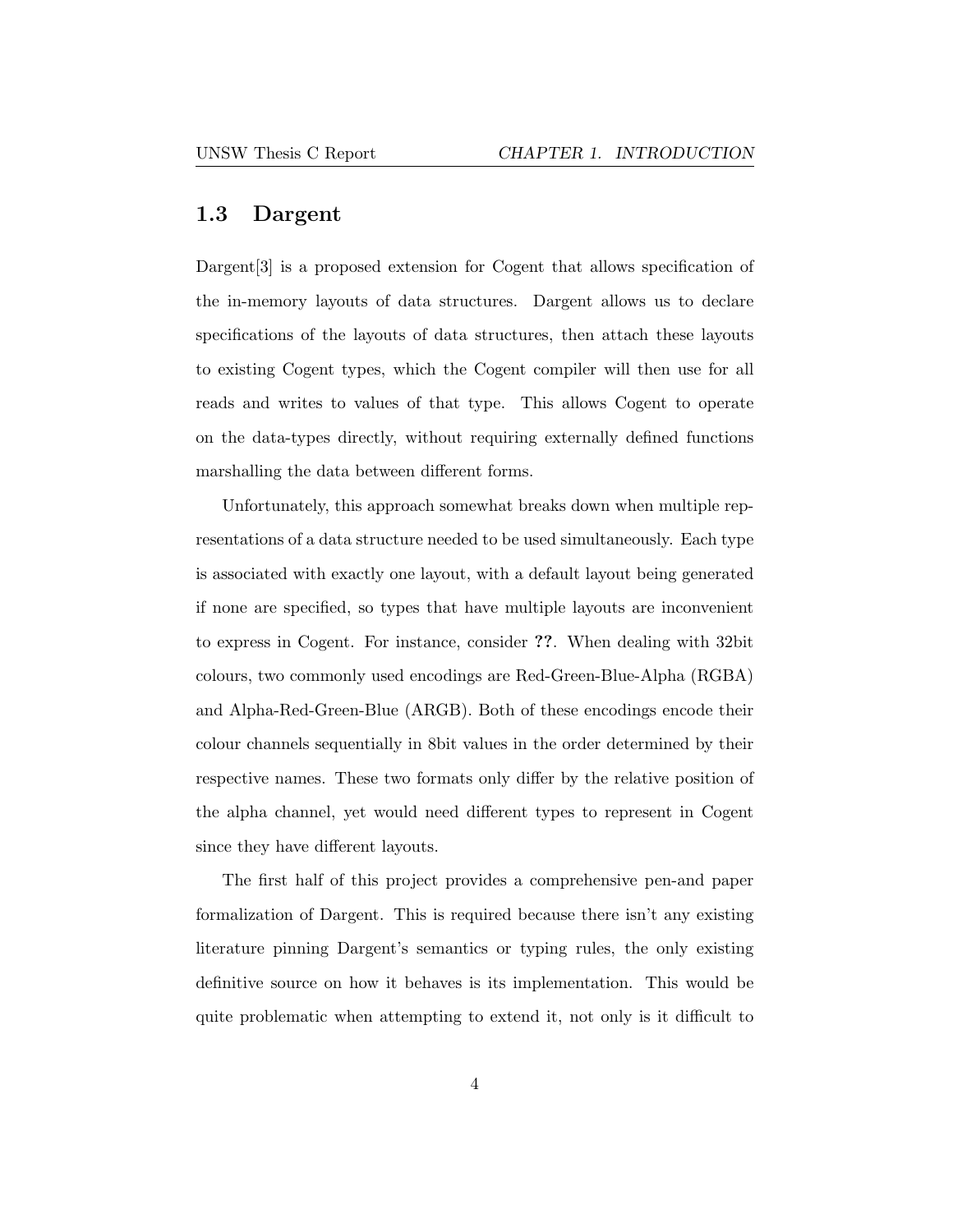## 1.3 Dargent

Dargent[3] is a proposed extension for Cogent that allows specification of the in-memory layouts of data structures. Dargent allows us to declare specifications of the layouts of data structures, then attach these layouts to existing Cogent types, which the Cogent compiler will then use for all reads and writes to values of that type. This allows Cogent to operate on the data-types directly, without requiring externally defined functions marshalling the data between different forms.

Unfortunately, this approach somewhat breaks down when multiple representations of a data structure needed to be used simultaneously. Each type is associated with exactly one layout, with a default layout being generated if none are specified, so types that have multiple layouts are inconvenient to express in Cogent. For instance, consider **??**. When dealing with 32bit colours, two commonly used encodings are Red-Green-Blue-Alpha (RGBA) and Alpha-Red-Green-Blue (ARGB). Both of these encodings encode their colour channels sequentially in 8bit values in the order determined by their respective names. These two formats only differ by the relative position of the alpha channel, yet would need different types to represent in Cogent since they have different layouts.

The first half of this project provides a comprehensive pen-and paper formalization of Dargent. This is required because there isn't any existing literature pinning Dargent's semantics or typing rules, the only existing definitive source on how it behaves is its implementation. This would be quite problematic when attempting to extend it, not only is it difficult to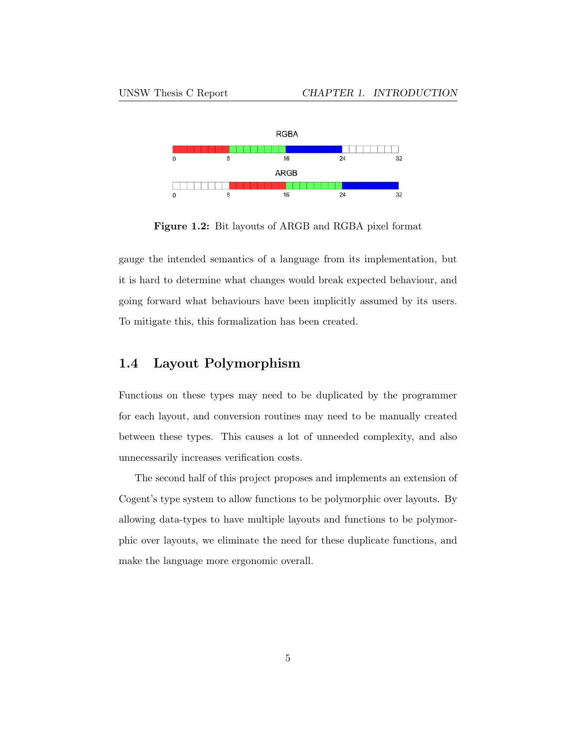**Figure 1.2:** Bit layouts of ARGB and RGBA pixel format

gauge the intended semantics of a language from its implementation, but it is hard to determine what changes would break expected behaviour, and going forward what behaviours have been implicitly assumed by its users. To mitigate this, this formalization has been created.

## 1.4 Layout Polymorphism

Functions on these types may need to be duplicated by the programmer for each layout, and conversion routines may need to be manually created between these types. This causes a lot of unneeded complexity, and also unnecessarily increases verification costs.

The second half of this project proposes and implements an extension of Cogent's type system to allow functions to be polymorphic over layouts. By allowing data-types to have multiple layouts and functions to be polymorphic over layouts, we eliminate the need for these duplicate functions, and make the language more ergonomic overall.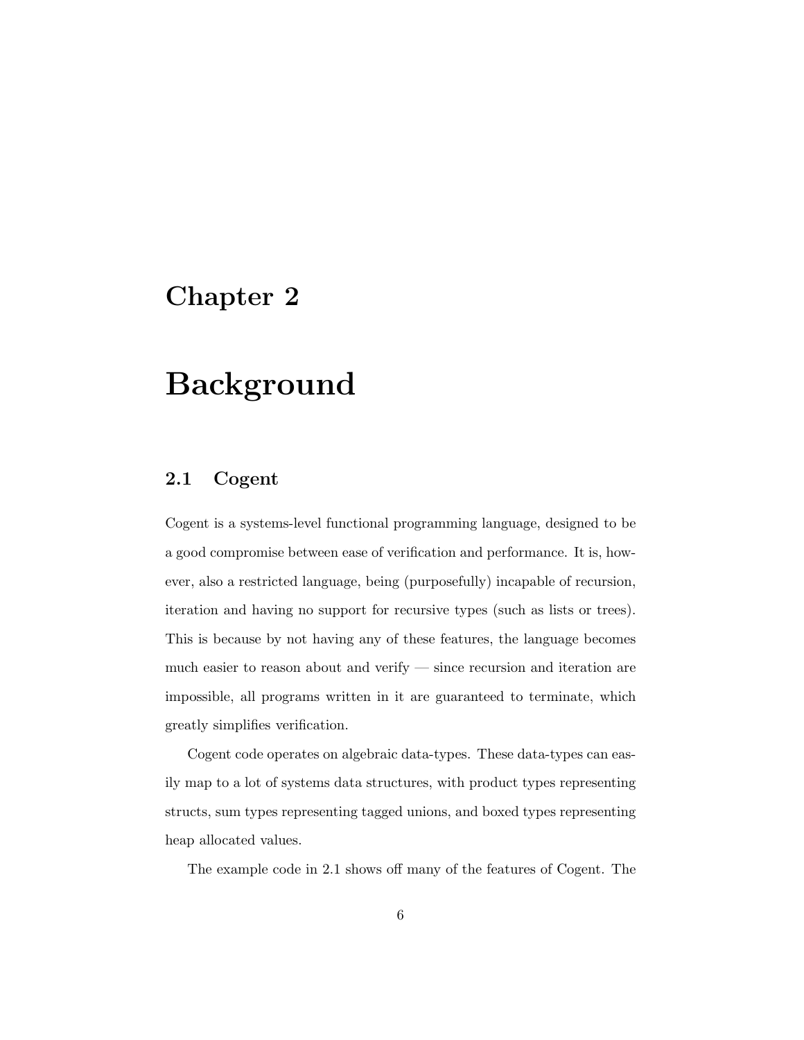# Chapter 2

# Background

## 2.1 Cogent

Cogent is a systems-level functional programming language, designed to be a good compromise between ease of verification and performance. It is, however, also a restricted language, being (purposefully) incapable of recursion, iteration and having no support for recursive types (such as lists or trees). This is because by not having any of these features, the language becomes much easier to reason about and verify — since recursion and iteration are impossible, all programs written in it are guaranteed to terminate, which greatly simplifies verification.

Cogent code operates on algebraic data-types. These data-types can easily map to a lot of systems data structures, with product types representing structs, sum types representing tagged unions, and boxed types representing heap allocated values.

The example code in 2.1 shows off many of the features of Cogent. The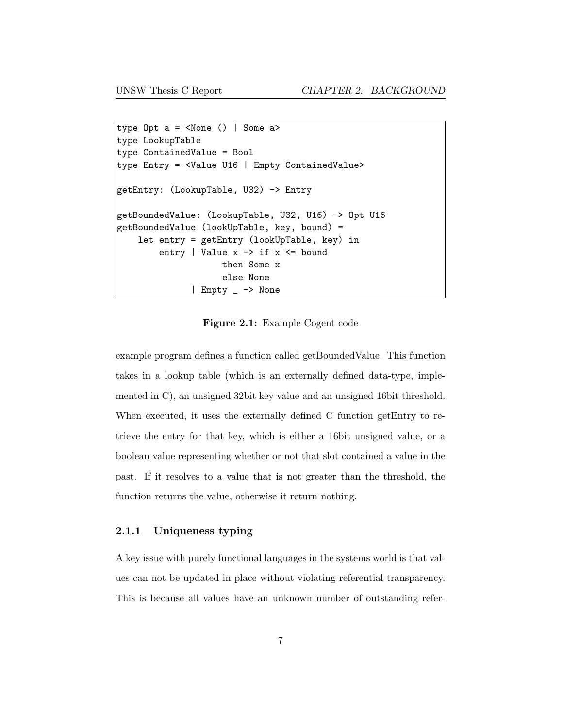```
type Opt a = <None () | Some a>
type LookupTable
type ContainedValue = Bool
type Entry = <Value U16 | Empty ContainedValue>

getEntry: (LookupTable, U32) -> Entry

getBoundedValue: (LookupTable, U32, U16) -> Opt U16
getBoundedValue (lookUpTable, key, bound) =
    let entry = getEntry (lookUpTable, key) in
        entry | Value x -> if x <= bound
                  then Some x
                  else None
              | Empty _ -> None
```

**Figure 2.1:** Example Cogent code

example program defines a function called getBoundedValue. This function takes in a lookup table (which is an externally defined data-type, implemented in C), an unsigned 32bit key value and an unsigned 16bit threshold. When executed, it uses the externally defined C function getEntry to retrieve the entry for that key, which is either a 16bit unsigned value, or a boolean value representing whether or not that slot contained a value in the past. If it resolves to a value that is not greater than the threshold, the function returns the value, otherwise it return nothing.

### 2.1.1 Uniqueness typing

A key issue with purely functional languages in the systems world is that values can not be updated in place without violating referential transparency. This is because all values have an unknown number of outstanding refer-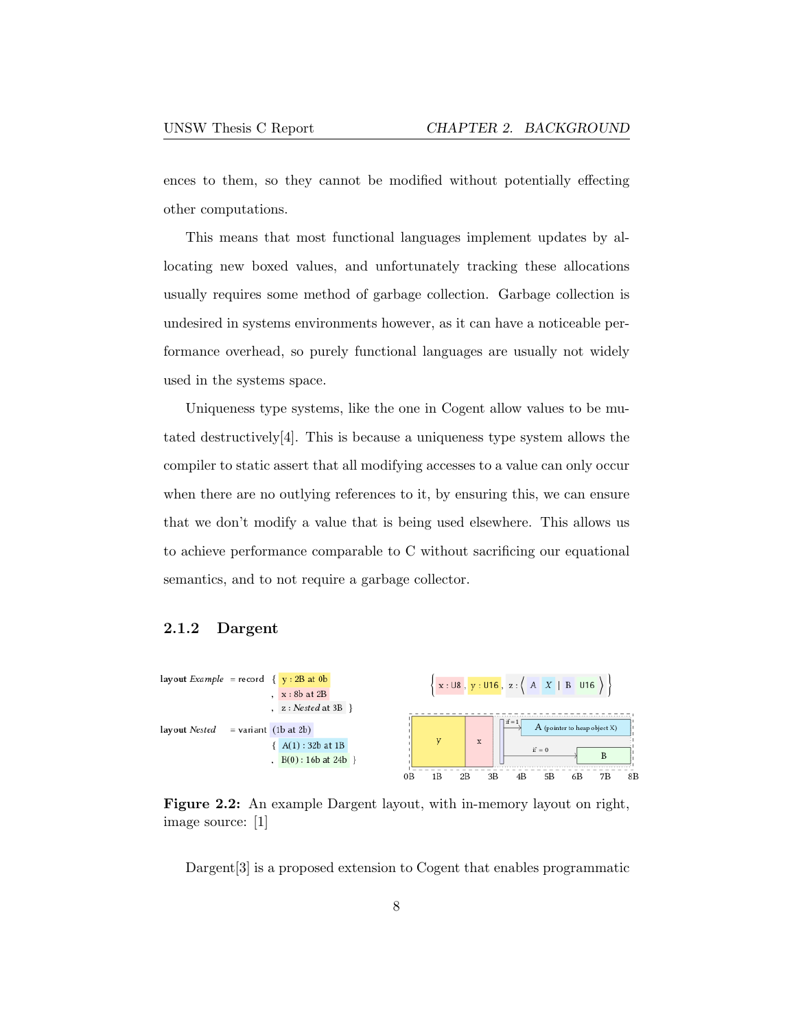ences to them, so they cannot be modified without potentially effecting other computations.

This means that most functional languages implement updates by allocating new boxed values, and unfortunately tracking these allocations usually requires some method of garbage collection. Garbage collection is undesired in systems environments however, as it can have a noticeable performance overhead, so purely functional languages are usually not widely used in the systems space.

Uniqueness type systems, like the one in Cogent allow values to be mutated destructively[4]. This is because a uniqueness type system allows the compiler to static assert that all modifying accesses to a value can only occur when there are no outlying references to it, by ensuring this, we can ensure that we don't modify a value that is being used elsewhere. This allows us to achieve performance comparable to C without sacrificing our equational semantics, and to not require a garbage collector.

### 2.1.2 Dargent

```
layout Example  = record  { y : 2B at 0b
                          , x : 8b at 2B
                          , z : Nested at 3B }

layout Nested   = variant (1b at 2b)
                          { A(1) : 32b at 1B
                          , B(0) : 16b at 24b }
```

**Figure 2.2:** An example Dargent layout, with in-memory layout on right, image source: [1]

Dargent[3] is a proposed extension to Cogent that enables programmatic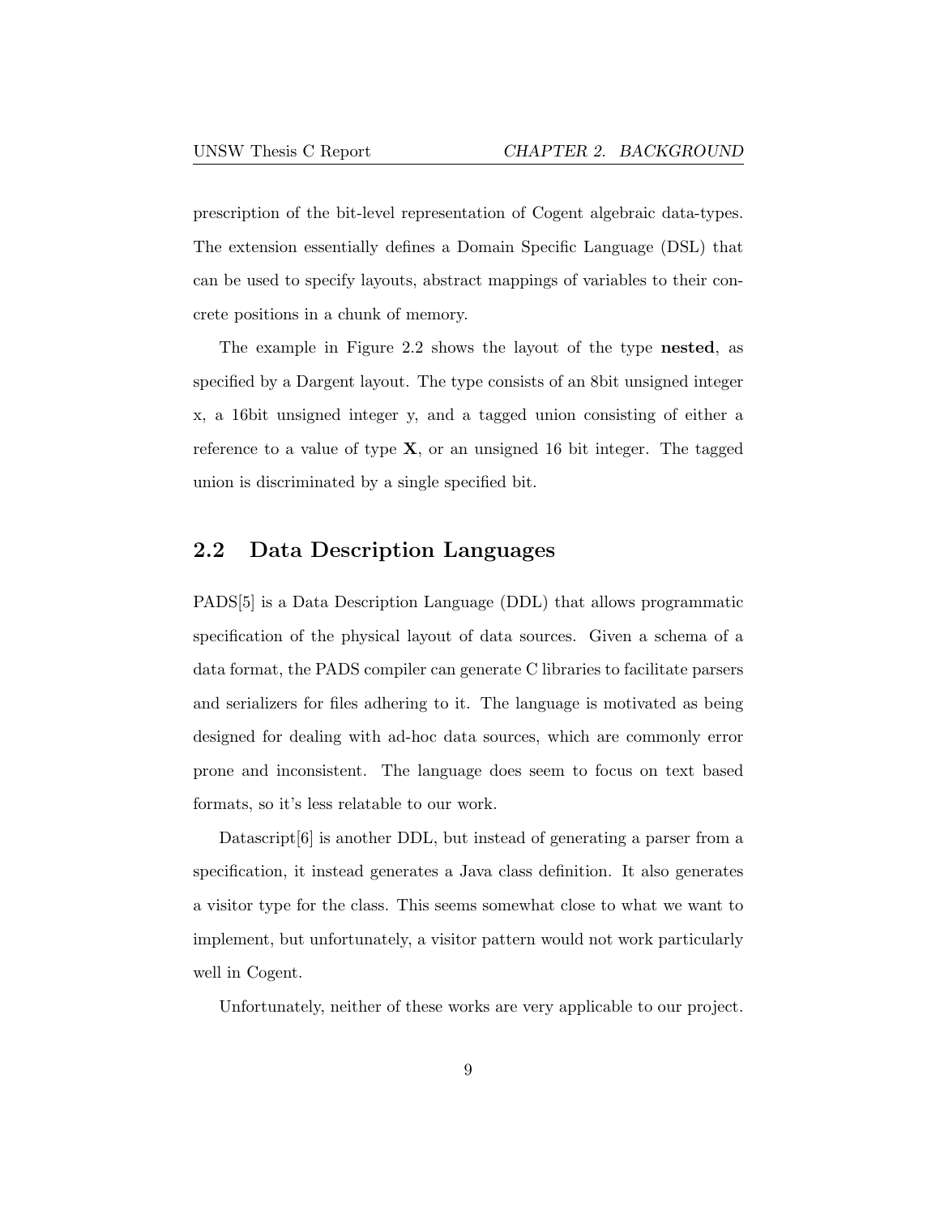prescription of the bit-level representation of Cogent algebraic data-types. The extension essentially defines a Domain Specific Language (DSL) that can be used to specify layouts, abstract mappings of variables to their concrete positions in a chunk of memory.

The example in Figure 2.2 shows the layout of the type **nested**, as specified by a Dargent layout. The type consists of an 8bit unsigned integer x, a 16bit unsigned integer y, and a tagged union consisting of either a reference to a value of type **X**, or an unsigned 16 bit integer. The tagged union is discriminated by a single specified bit.

## 2.2 Data Description Languages

PADS[5] is a Data Description Language (DDL) that allows programmatic specification of the physical layout of data sources. Given a schema of a data format, the PADS compiler can generate C libraries to facilitate parsers and serializers for files adhering to it. The language is motivated as being designed for dealing with ad-hoc data sources, which are commonly error prone and inconsistent. The language does seem to focus on text based formats, so it's less relatable to our work.

Datascript[6] is another DDL, but instead of generating a parser from a specification, it instead generates a Java class definition. It also generates a visitor type for the class. This seems somewhat close to what we want to implement, but unfortunately, a visitor pattern would not work particularly well in Cogent.

Unfortunately, neither of these works are very applicable to our project.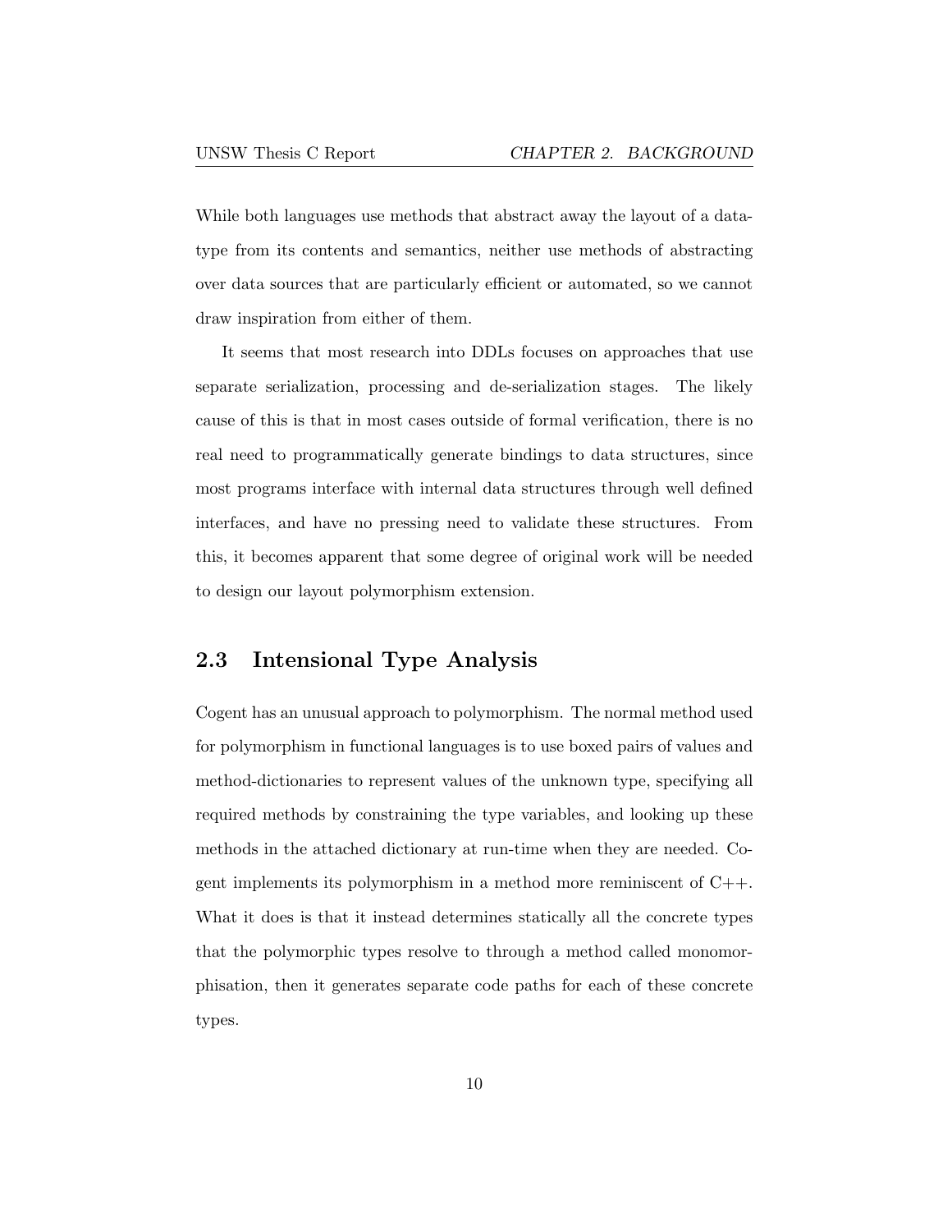While both languages use methods that abstract away the layout of a datatype from its contents and semantics, neither use methods of abstracting over data sources that are particularly efficient or automated, so we cannot draw inspiration from either of them.

It seems that most research into DDLs focuses on approaches that use separate serialization, processing and de-serialization stages. The likely cause of this is that in most cases outside of formal verification, there is no real need to programmatically generate bindings to data structures, since most programs interface with internal data structures through well defined interfaces, and have no pressing need to validate these structures. From this, it becomes apparent that some degree of original work will be needed to design our layout polymorphism extension.

## 2.3 Intensional Type Analysis

Cogent has an unusual approach to polymorphism. The normal method used for polymorphism in functional languages is to use boxed pairs of values and method-dictionaries to represent values of the unknown type, specifying all required methods by constraining the type variables, and looking up these methods in the attached dictionary at run-time when they are needed. Cogent implements its polymorphism in a method more reminiscent of C++. What it does is that it instead determines statically all the concrete types that the polymorphic types resolve to through a method called monomorphisation, then it generates separate code paths for each of these concrete types.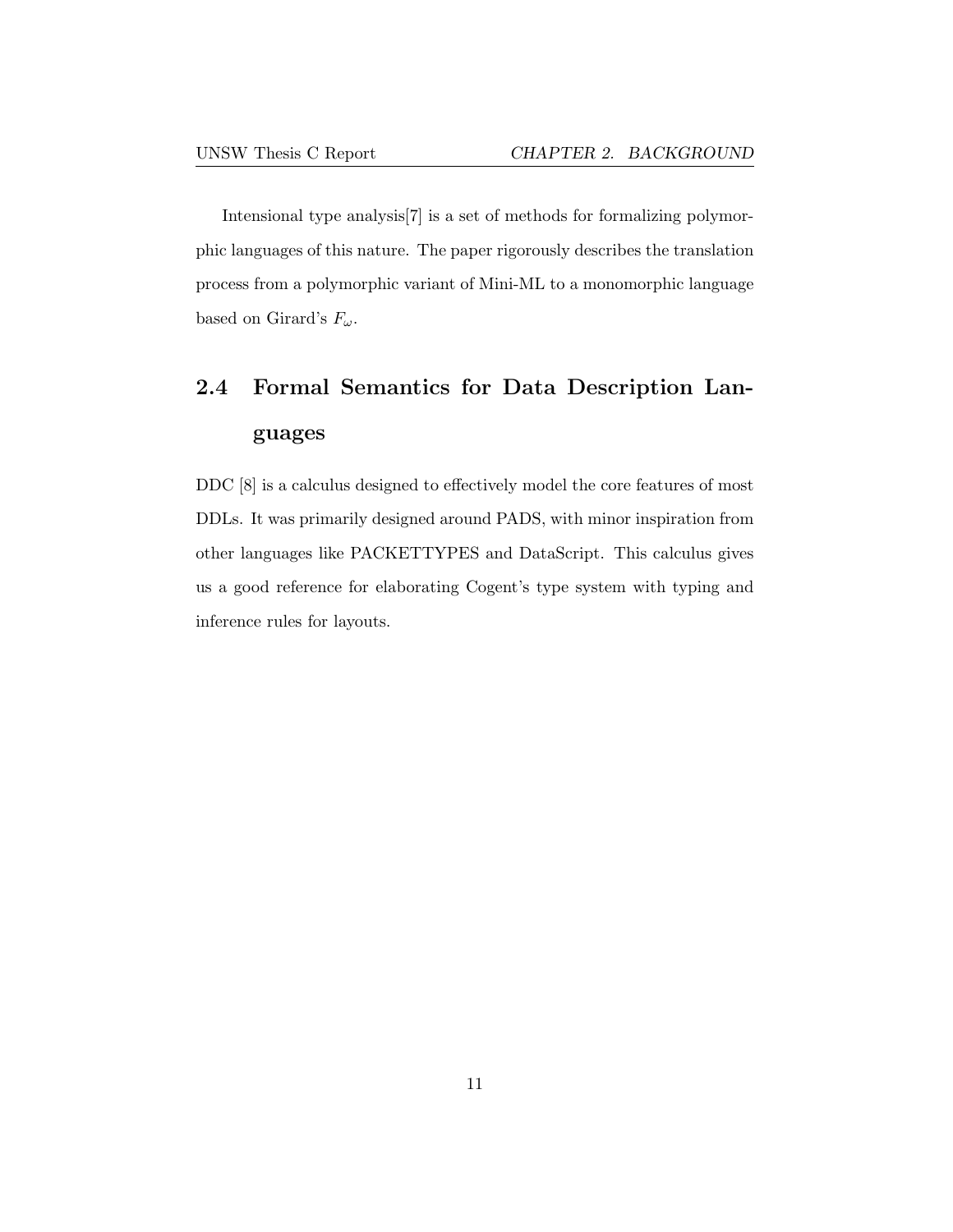Intensional type analysis[7] is a set of methods for formalizing polymorphic languages of this nature. The paper rigorously describes the translation process from a polymorphic variant of Mini-ML to a monomorphic language based on Girard's $F_\omega$.

## 2.4 Formal Semantics for Data Description Languages

DDC [8] is a calculus designed to effectively model the core features of most DDLs. It was primarily designed around PADS, with minor inspiration from other languages like PACKETTYPES and DataScript. This calculus gives us a good reference for elaborating Cogent's type system with typing and inference rules for layouts.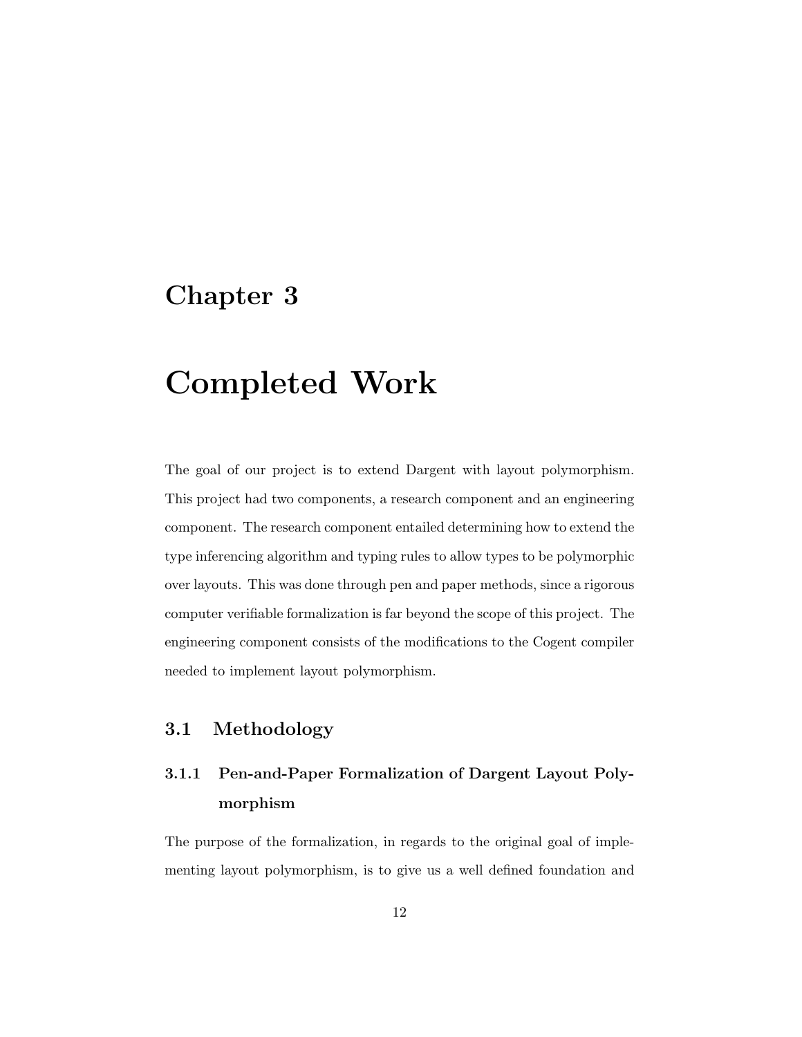# Chapter 3

# Completed Work

The goal of our project is to extend Dargent with layout polymorphism. This project had two components, a research component and an engineering component. The research component entailed determining how to extend the type inferencing algorithm and typing rules to allow types to be polymorphic over layouts. This was done through pen and paper methods, since a rigorous computer verifiable formalization is far beyond the scope of this project. The engineering component consists of the modifications to the Cogent compiler needed to implement layout polymorphism.

## 3.1 Methodology

### 3.1.1 Pen-and-Paper Formalization of Dargent Layout Polymorphism

The purpose of the formalization, in regards to the original goal of implementing layout polymorphism, is to give us a well defined foundation and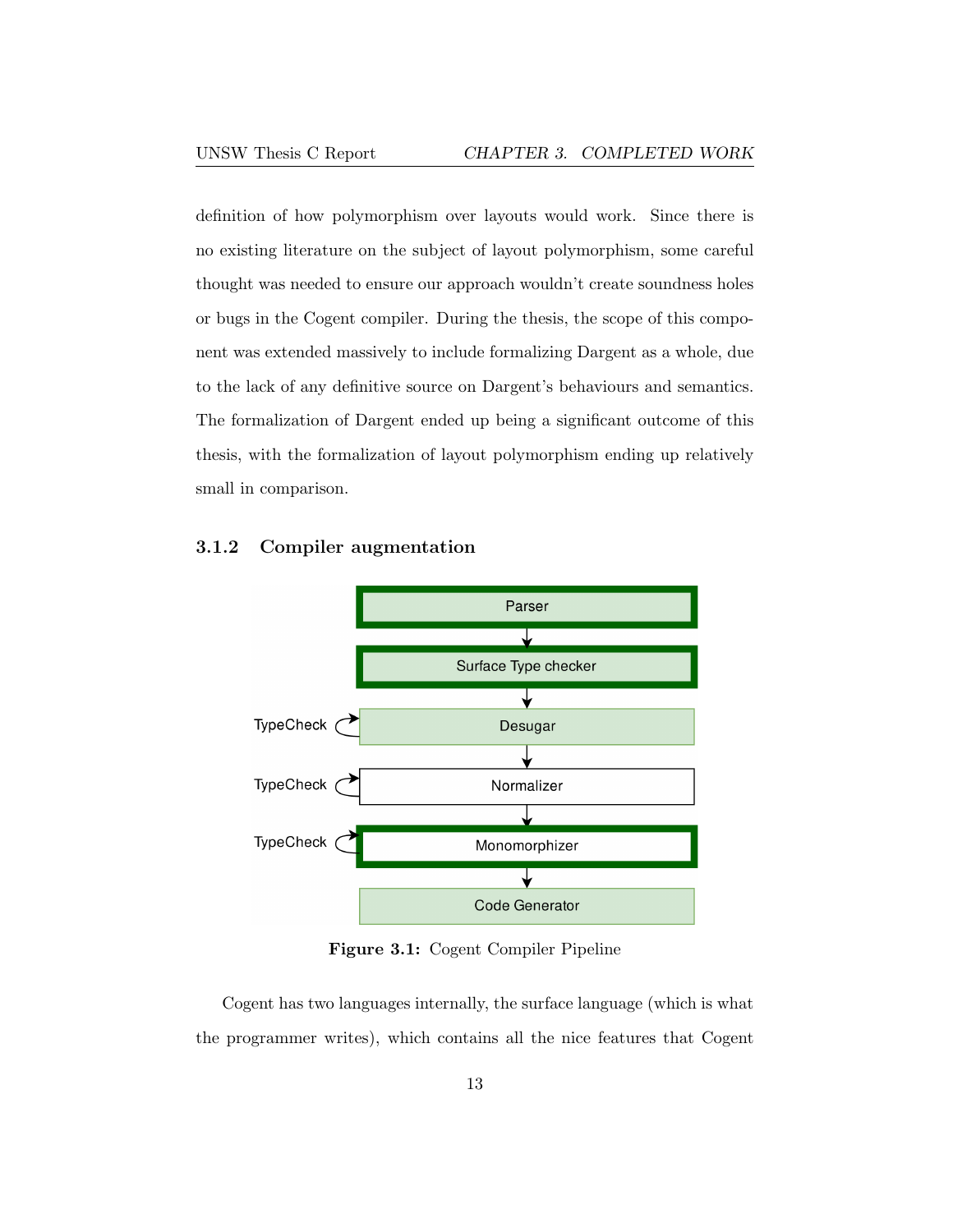definition of how polymorphism over layouts would work. Since there is no existing literature on the subject of layout polymorphism, some careful thought was needed to ensure our approach wouldn't create soundness holes or bugs in the Cogent compiler. During the thesis, the scope of this component was extended massively to include formalizing Dargent as a whole, due to the lack of any definitive source on Dargent's behaviours and semantics. The formalization of Dargent ended up being a significant outcome of this thesis, with the formalization of layout polymorphism ending up relatively small in comparison.

### 3.1.2 Compiler augmentation

**Figure 3.1:** Cogent Compiler Pipeline

Cogent has two languages internally, the surface language (which is what the programmer writes), which contains all the nice features that Cogent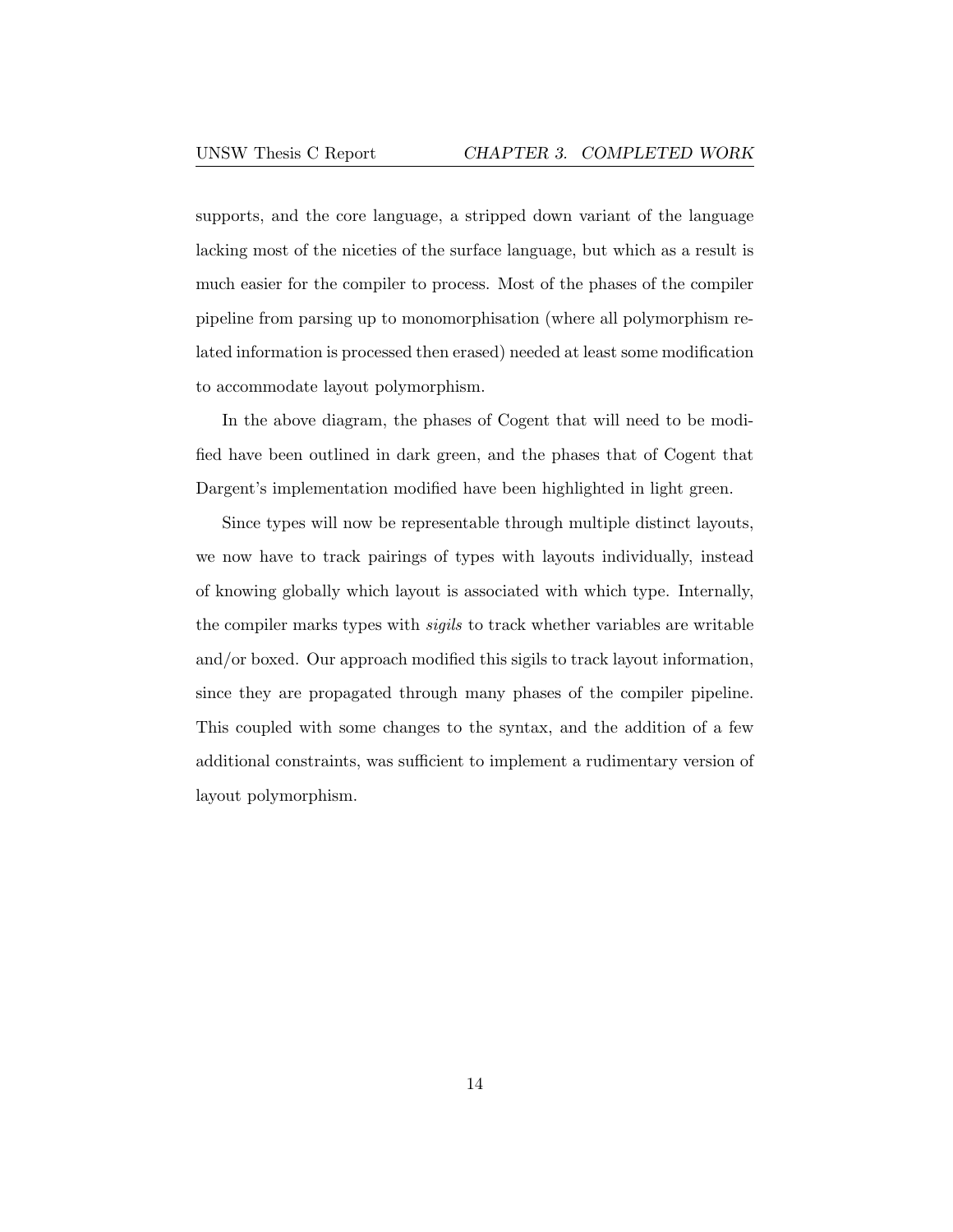supports, and the core language, a stripped down variant of the language lacking most of the niceties of the surface language, but which as a result is much easier for the compiler to process. Most of the phases of the compiler pipeline from parsing up to monomorphisation (where all polymorphism related information is processed then erased) needed at least some modification to accommodate layout polymorphism.

In the above diagram, the phases of Cogent that will need to be modified have been outlined in dark green, and the phases that of Cogent that Dargent's implementation modified have been highlighted in light green.

Since types will now be representable through multiple distinct layouts, we now have to track pairings of types with layouts individually, instead of knowing globally which layout is associated with which type. Internally, the compiler marks types with *sigils* to track whether variables are writable and/or boxed. Our approach modified this sigils to track layout information, since they are propagated through many phases of the compiler pipeline. This coupled with some changes to the syntax, and the addition of a few additional constraints, was sufficient to implement a rudimentary version of layout polymorphism.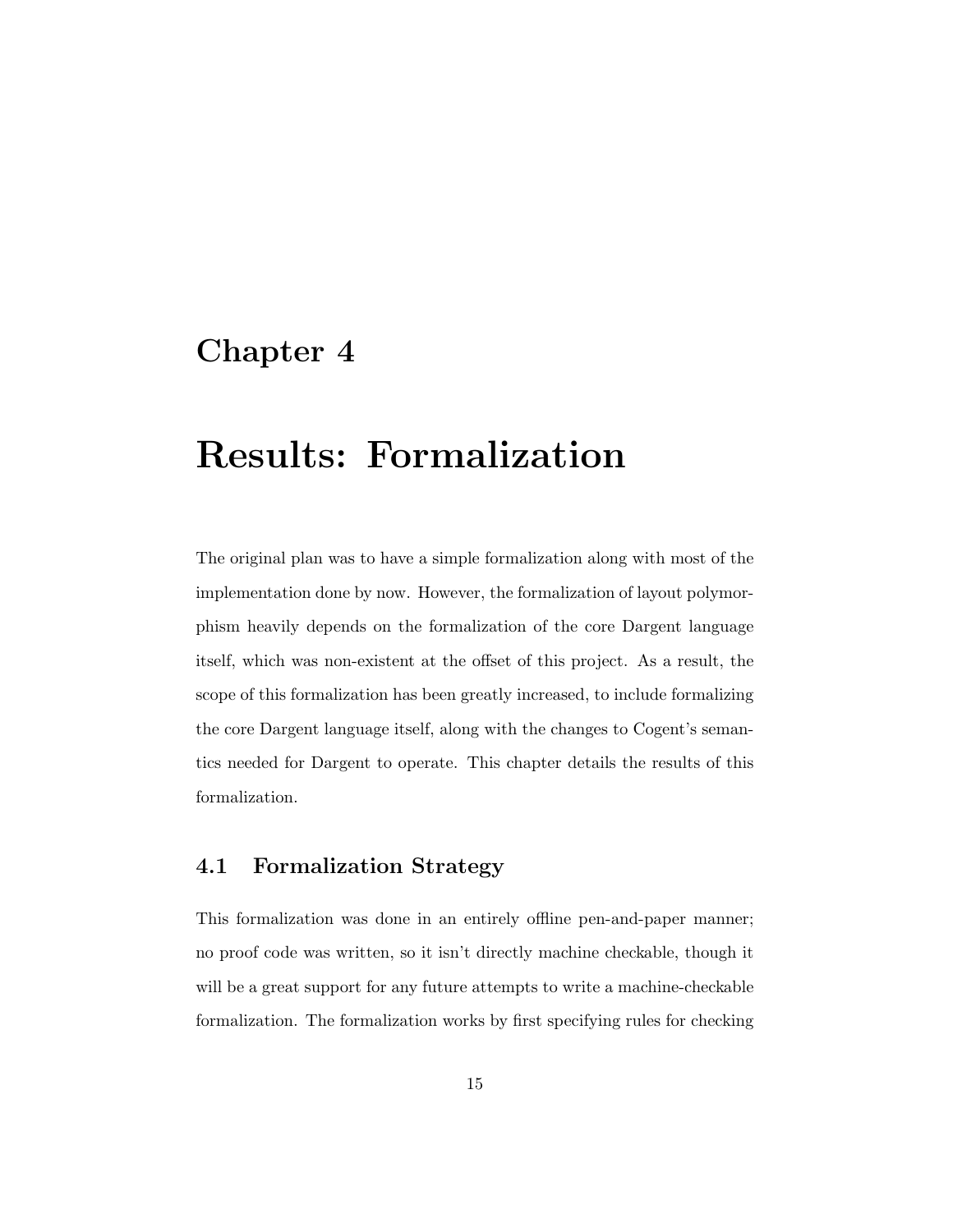# Chapter 4

# Results: Formalization

The original plan was to have a simple formalization along with most of the implementation done by now. However, the formalization of layout polymorphism heavily depends on the formalization of the core Dargent language itself, which was non-existent at the offset of this project. As a result, the scope of this formalization has been greatly increased, to include formalizing the core Dargent language itself, along with the changes to Cogent's semantics needed for Dargent to operate. This chapter details the results of this formalization.

## 4.1 Formalization Strategy

This formalization was done in an entirely offline pen-and-paper manner; no proof code was written, so it isn't directly machine checkable, though it will be a great support for any future attempts to write a machine-checkable formalization. The formalization works by first specifying rules for checking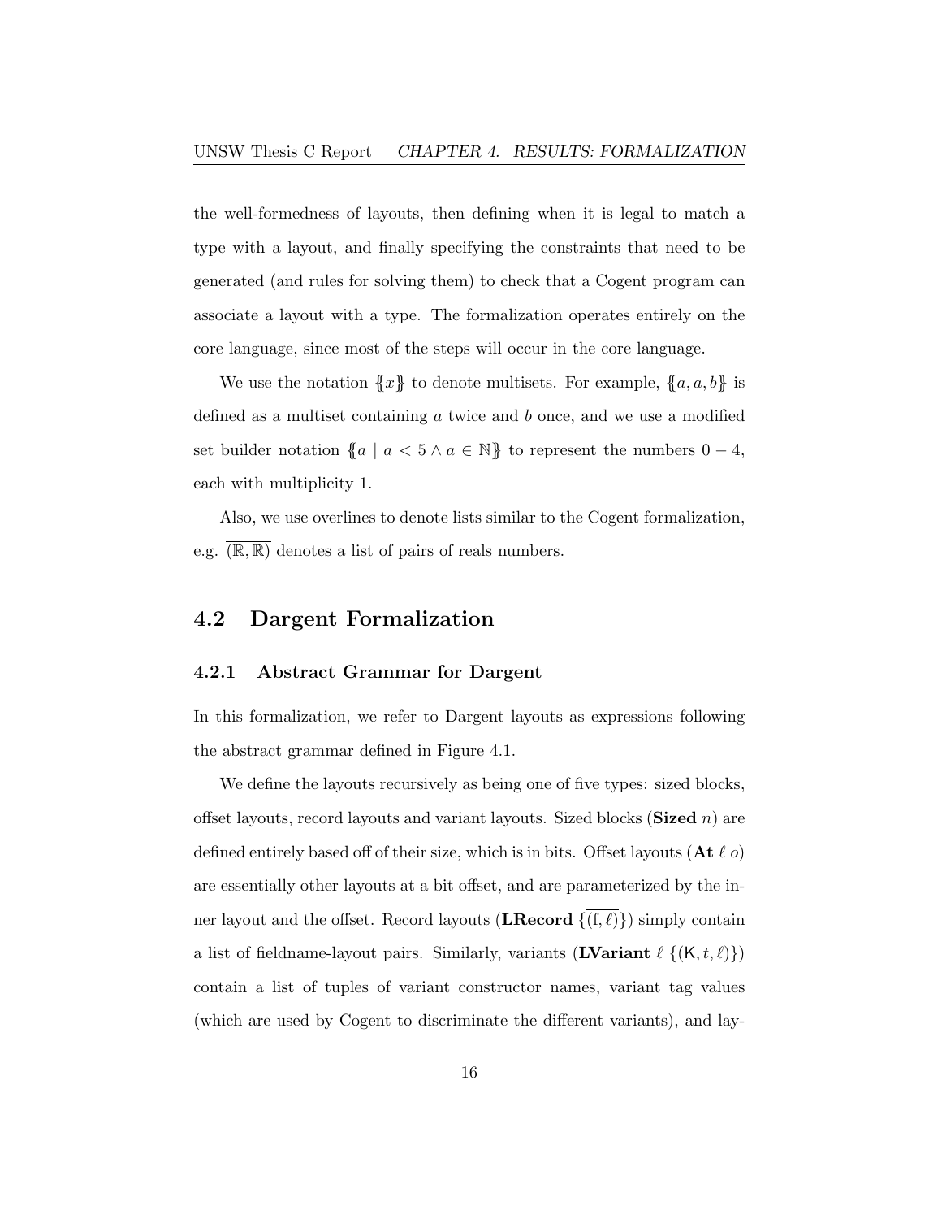the well-formedness of layouts, then defining when it is legal to match a type with a layout, and finally specifying the constraints that need to be generated (and rules for solving them) to check that a Cogent program can associate a layout with a type. The formalization operates entirely on the core language, since most of the steps will occur in the core language.

We use the notation $\{\!\!\{x\}\!\!\}$ to denote multisets. For example, $\{\!\!\{a, a, b\}\!\!\}$ is defined as a multiset containing $a$ twice and $b$ once, and we use a modified set builder notation $\{\!\!\{a \mid a < 5 \wedge a \in \mathbb{N}\}\!\!\}$ to represent the numbers $0-4$, each with multiplicity 1.

Also, we use overlines to denote lists similar to the Cogent formalization, e.g. $\overline{(\mathbb{R}, \mathbb{R})}$ denotes a list of pairs of reals numbers.

## 4.2 Dargent Formalization

### 4.2.1 Abstract Grammar for Dargent

In this formalization, we refer to Dargent layouts as expressions following the abstract grammar defined in Figure 4.1.

We define the layouts recursively as being one of five types: sized blocks, offset layouts, record layouts and variant layouts. Sized blocks (**Sized** $n$) are defined entirely based off of their size, which is in bits. Offset layouts (**At** $\ell$ $o$) are essentially other layouts at a bit offset, and are parameterized by the inner layout and the offset. Record layouts (**LRecord** $\{\overline{(\mathsf{f}, \ell)}\}$) simply contain a list of fieldname-layout pairs. Similarly, variants (**LVariant** $\ell$ $\{\overline{(\mathsf{K}, t, \ell)}\}$) contain a list of tuples of variant constructor names, variant tag values (which are used by Cogent to discriminate the different variants), and lay-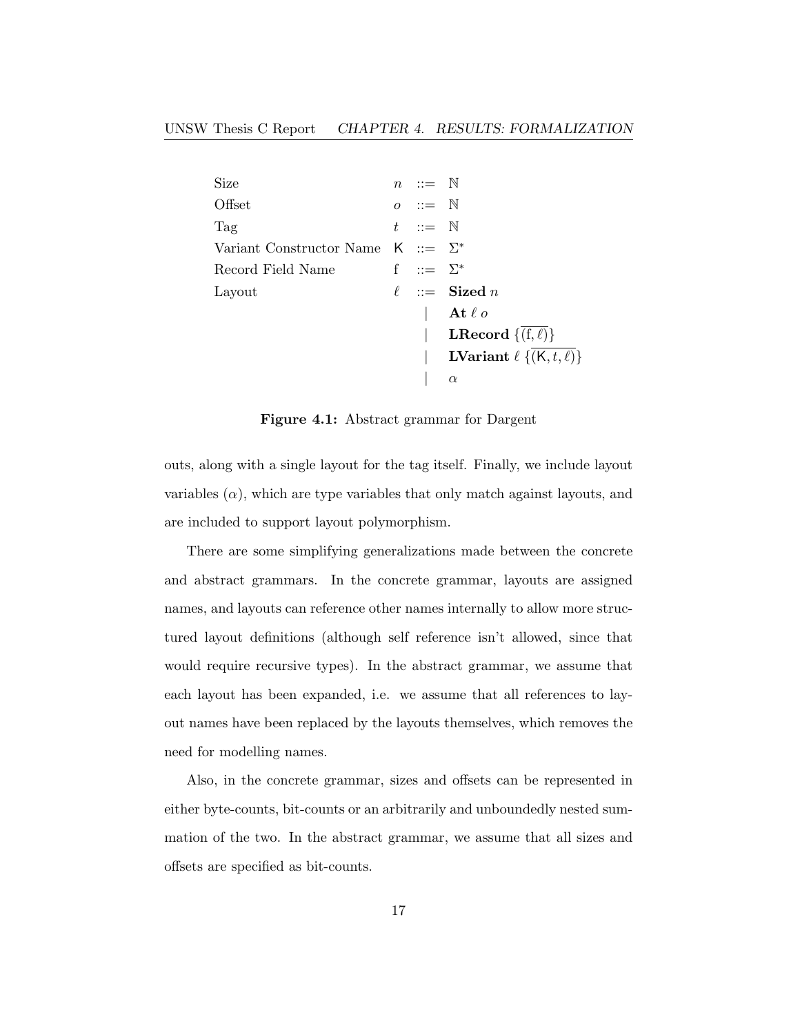$$
\begin{array}{llcl}
\text{Size} & n & ::= & \mathbb{N} \\
\text{Offset} & o & ::= & \mathbb{N} \\
\text{Tag} & t & ::= & \mathbb{N} \\
\text{Variant Constructor Name} & \mathsf{K} & ::= & \Sigma^* \\
\text{Record Field Name} & \mathrm{f} & ::= & \Sigma^* \\
\text{Layout} & \ell & ::= & \textbf{Sized } n \\
 & & | & \textbf{At } \ell \; o \\
 & & | & \textbf{LRecord } \{\overline{(\mathrm{f}, \ell)}\} \\
 & & | & \textbf{LVariant } \ell \; \{\overline{(\mathsf{K}, t, \ell)}\} \\
 & & | & \alpha
\end{array}
$$

**Figure 4.1:** Abstract grammar for Dargent

outs, along with a single layout for the tag itself. Finally, we include layout variables ($\alpha$), which are type variables that only match against layouts, and are included to support layout polymorphism.

There are some simplifying generalizations made between the concrete and abstract grammars. In the concrete grammar, layouts are assigned names, and layouts can reference other names internally to allow more structured layout definitions (although self reference isn't allowed, since that would require recursive types). In the abstract grammar, we assume that each layout has been expanded, i.e. we assume that all references to layout names have been replaced by the layouts themselves, which removes the need for modelling names.

Also, in the concrete grammar, sizes and offsets can be represented in either byte-counts, bit-counts or an arbitrarily and unboundedly nested summation of the two. In the abstract grammar, we assume that all sizes and offsets are specified as bit-counts.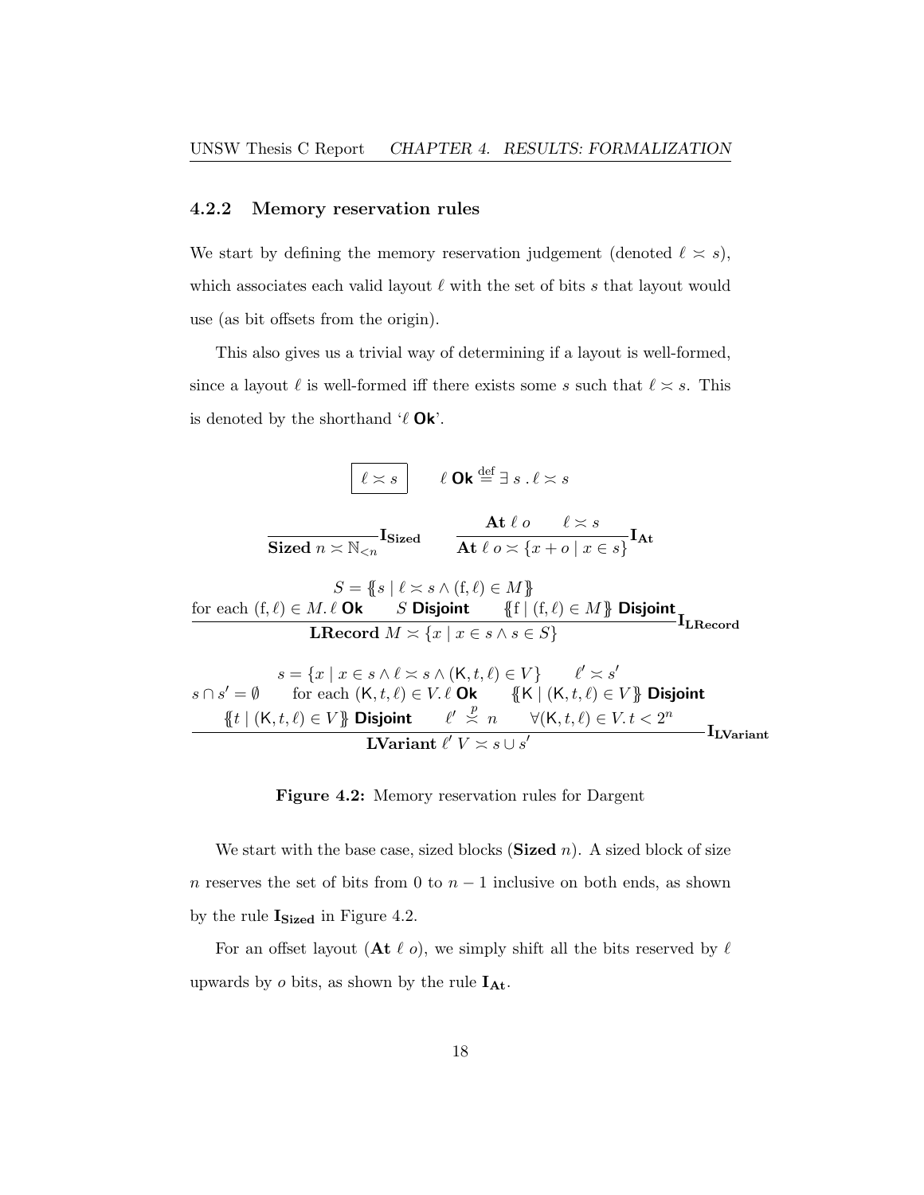### 4.2.2 Memory reservation rules

We start by defining the memory reservation judgement (denoted $\ell \asymp s$), which associates each valid layout $\ell$ with the set of bits $s$ that layout would use (as bit offsets from the origin).

This also gives us a trivial way of determining if a layout is well-formed, since a layout $\ell$ is well-formed iff there exists some $s$ such that $\ell \asymp s$. This is denoted by the shorthand '$\ell$ **Ok**'.

$$\boxed{\ell \asymp s} \qquad \ell \textsf{ Ok} \overset{\text{def}}{=} \exists\, s \,.\, \ell \asymp s$$

$$\frac{}{\textbf{Sized } n \asymp \mathbb{N}_{<n}}\textbf{I}_{\textbf{Sized}} \qquad \frac{\textbf{At } \ell\ o \qquad \ell \asymp s}{\textbf{At } \ell\ o \asymp \{x + o \mid x \in s\}}\textbf{I}_{\textbf{At}}$$

$$\frac{\begin{array}{c} S = \{\!\{ s \mid \ell \asymp s \wedge (\mathrm{f}, \ell) \in M \}\!\} \\ \text{for each } (\mathrm{f}, \ell) \in M.\, \ell \textsf{ Ok} \qquad S \textsf{ Disjoint} \qquad \{\!\{ \mathrm{f} \mid (\mathrm{f}, \ell) \in M \}\!\} \textsf{ Disjoint} \end{array}}{\textbf{LRecord } M \asymp \{x \mid x \in s \wedge s \in S\}}\textbf{I}_{\textbf{LRecord}}$$

$$\frac{\begin{array}{c} s = \{x \mid x \in s \wedge \ell \asymp s \wedge (\mathsf{K}, t, \ell) \in V\} \qquad \ell' \asymp s' \\ s \cap s' = \emptyset \qquad \text{for each } (\mathsf{K}, t, \ell) \in V.\, \ell \textsf{ Ok} \qquad \{\!\{ \mathsf{K} \mid (\mathsf{K}, t, \ell) \in V \}\!\} \textsf{ Disjoint} \\ \{\!\{ t \mid (\mathsf{K}, t, \ell) \in V \}\!\} \textsf{ Disjoint} \qquad \ell' \overset{p}{\asymp} n \qquad \forall (\mathsf{K}, t, \ell) \in V.\, t < 2^n \end{array}}{\textbf{LVariant } \ell'\ V \asymp s \cup s'}\textbf{I}_{\textbf{LVariant}}$$

**Figure 4.2:** Memory reservation rules for Dargent

We start with the base case, sized blocks (**Sized** $n$). A sized block of size $n$ reserves the set of bits from 0 to $n - 1$ inclusive on both ends, as shown by the rule $\textbf{I}_{\textbf{Sized}}$ in Figure 4.2.

For an offset layout (**At** $\ell$ $o$), we simply shift all the bits reserved by $\ell$ upwards by $o$ bits, as shown by the rule $\textbf{I}_{\textbf{At}}$.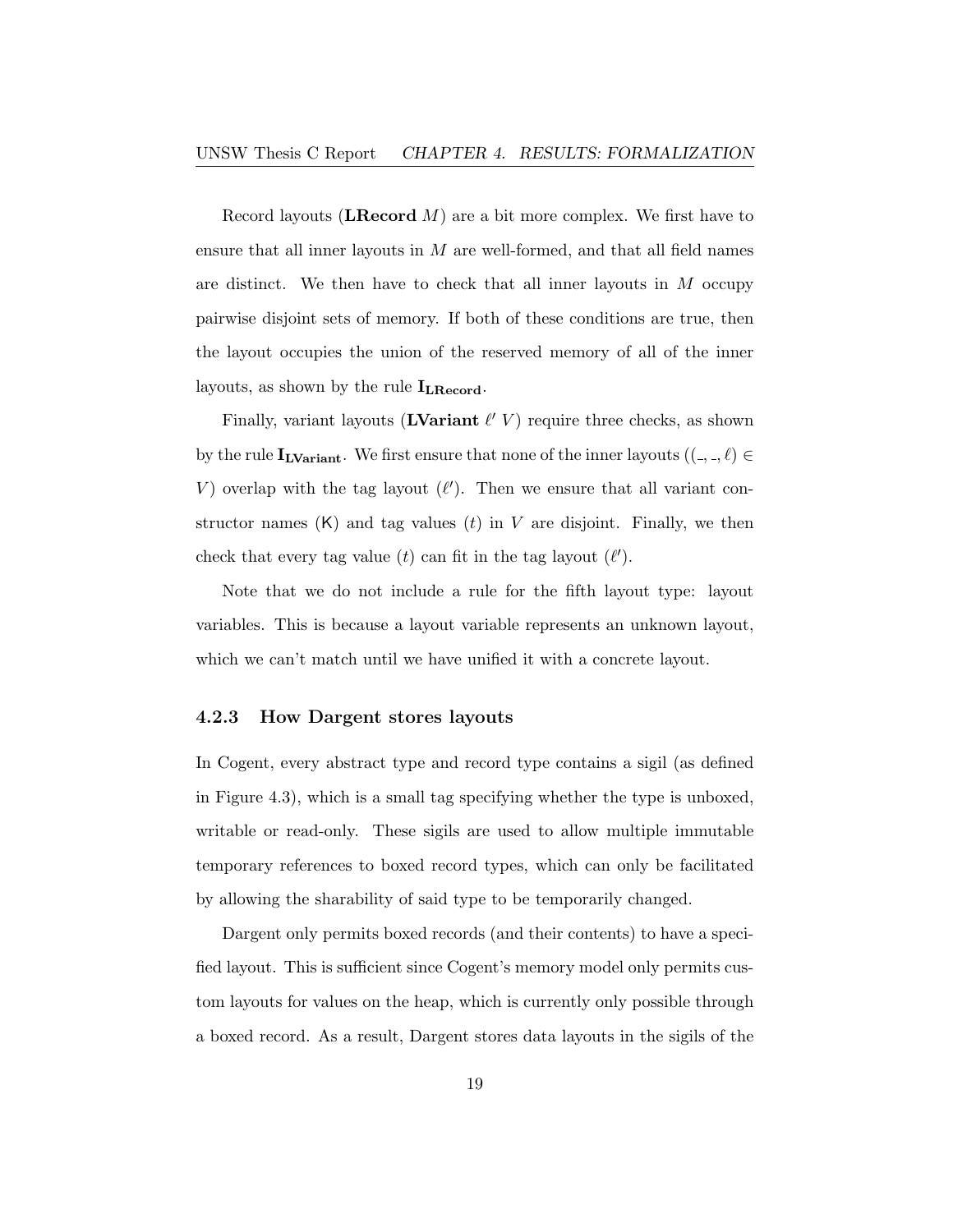Record layouts (**LRecord** $M$) are a bit more complex. We first have to ensure that all inner layouts in $M$ are well-formed, and that all field names are distinct. We then have to check that all inner layouts in $M$ occupy pairwise disjoint sets of memory. If both of these conditions are true, then the layout occupies the union of the reserved memory of all of the inner layouts, as shown by the rule $\mathbf{I_{LRecord}}$.

Finally, variant layouts (**LVariant** $\ell'$ $V$) require three checks, as shown by the rule $\mathbf{I_{LVariant}}$. We first ensure that none of the inner layouts ($(\_, \_, \ell) \in V$) overlap with the tag layout ($\ell'$). Then we ensure that all variant constructor names ($\mathsf{K}$) and tag values ($t$) in $V$ are disjoint. Finally, we then check that every tag value ($t$) can fit in the tag layout ($\ell'$).

Note that we do not include a rule for the fifth layout type: layout variables. This is because a layout variable represents an unknown layout, which we can't match until we have unified it with a concrete layout.

### 4.2.3 How Dargent stores layouts

In Cogent, every abstract type and record type contains a sigil (as defined in Figure 4.3), which is a small tag specifying whether the type is unboxed, writable or read-only. These sigils are used to allow multiple immutable temporary references to boxed record types, which can only be facilitated by allowing the sharability of said type to be temporarily changed.

Dargent only permits boxed records (and their contents) to have a specified layout. This is sufficient since Cogent's memory model only permits custom layouts for values on the heap, which is currently only possible through a boxed record. As a result, Dargent stores data layouts in the sigils of the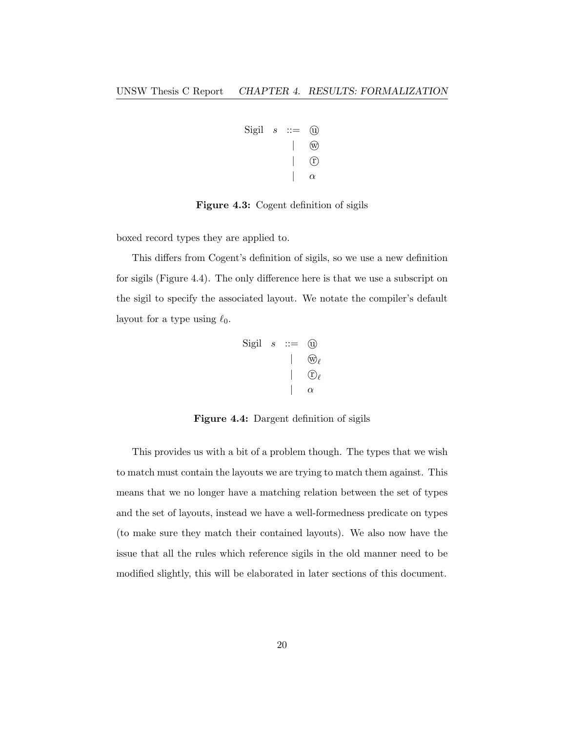$$
\begin{array}{lccl}
\text{Sigil} & s & ::= & \textcircled{u} \\
 & & | & \textcircled{w} \\
 & & | & \textcircled{r} \\
 & & | & \alpha
\end{array}
$$

**Figure 4.3:** Cogent definition of sigils

boxed record types they are applied to.

This differs from Cogent's definition of sigils, so we use a new definition for sigils (Figure 4.4). The only difference here is that we use a subscript on the sigil to specify the associated layout. We notate the compiler's default layout for a type using $\ell_0$.

$$
\begin{array}{lccl}
\text{Sigil} & s & ::= & \textcircled{u} \\
 & & | & \textcircled{w}_\ell \\
 & & | & \textcircled{r}_\ell \\
 & & | & \alpha
\end{array}
$$

**Figure 4.4:** Dargent definition of sigils

This provides us with a bit of a problem though. The types that we wish to match must contain the layouts we are trying to match them against. This means that we no longer have a matching relation between the set of types and the set of layouts, instead we have a well-formedness predicate on types (to make sure they match their contained layouts). We also now have the issue that all the rules which reference sigils in the old manner need to be modified slightly, this will be elaborated in later sections of this document.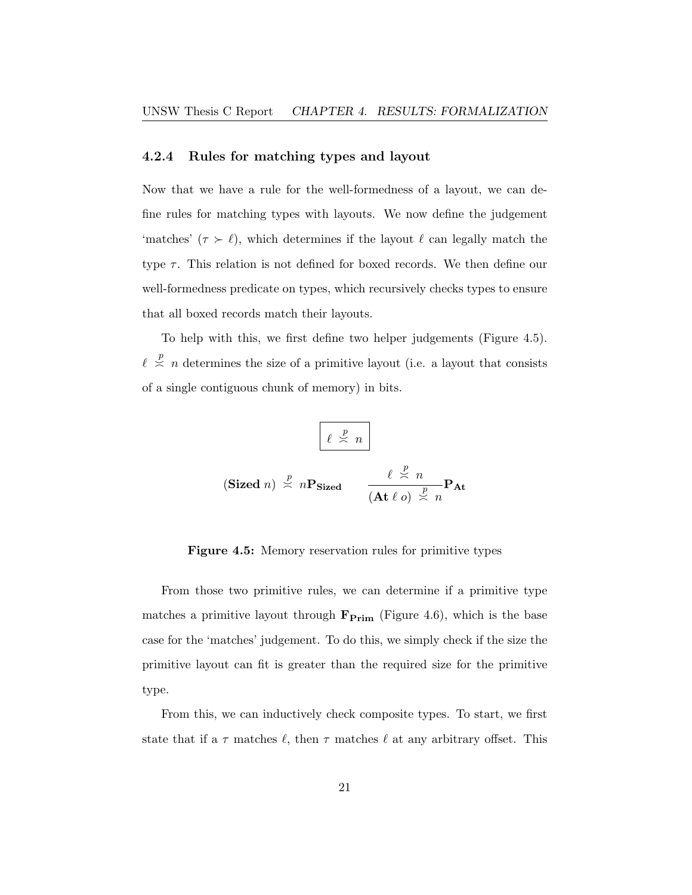### 4.2.4 Rules for matching types and layout

Now that we have a rule for the well-formedness of a layout, we can define rules for matching types with layouts. We now define the judgement 'matches' ($\tau \succ \ell$), which determines if the layout $\ell$ can legally match the type $\tau$. This relation is not defined for boxed records. We then define our well-formedness predicate on types, which recursively checks types to ensure that all boxed records match their layouts.

To help with this, we first define two helper judgements (Figure 4.5). $\ell \overset{p}{\asymp} n$ determines the size of a primitive layout (i.e. a layout that consists of a single contiguous chunk of memory) in bits.

$$\boxed{\ell \overset{p}{\asymp} n}$$

$$(\textbf{Sized}\ n) \overset{p}{\asymp} n \mathbf{P_{Sized}} \qquad \frac{\ell \overset{p}{\asymp} n}{(\textbf{At}\ \ell\ o) \overset{p}{\asymp} n} \mathbf{P_{At}}$$

**Figure 4.5:** Memory reservation rules for primitive types

From those two primitive rules, we can determine if a primitive type matches a primitive layout through $\mathbf{F_{Prim}}$ (Figure 4.6), which is the base case for the 'matches' judgement. To do this, we simply check if the size the primitive layout can fit is greater than the required size for the primitive type.

From this, we can inductively check composite types. To start, we first state that if a $\tau$ matches $\ell$, then $\tau$ matches $\ell$ at any arbitrary offset. This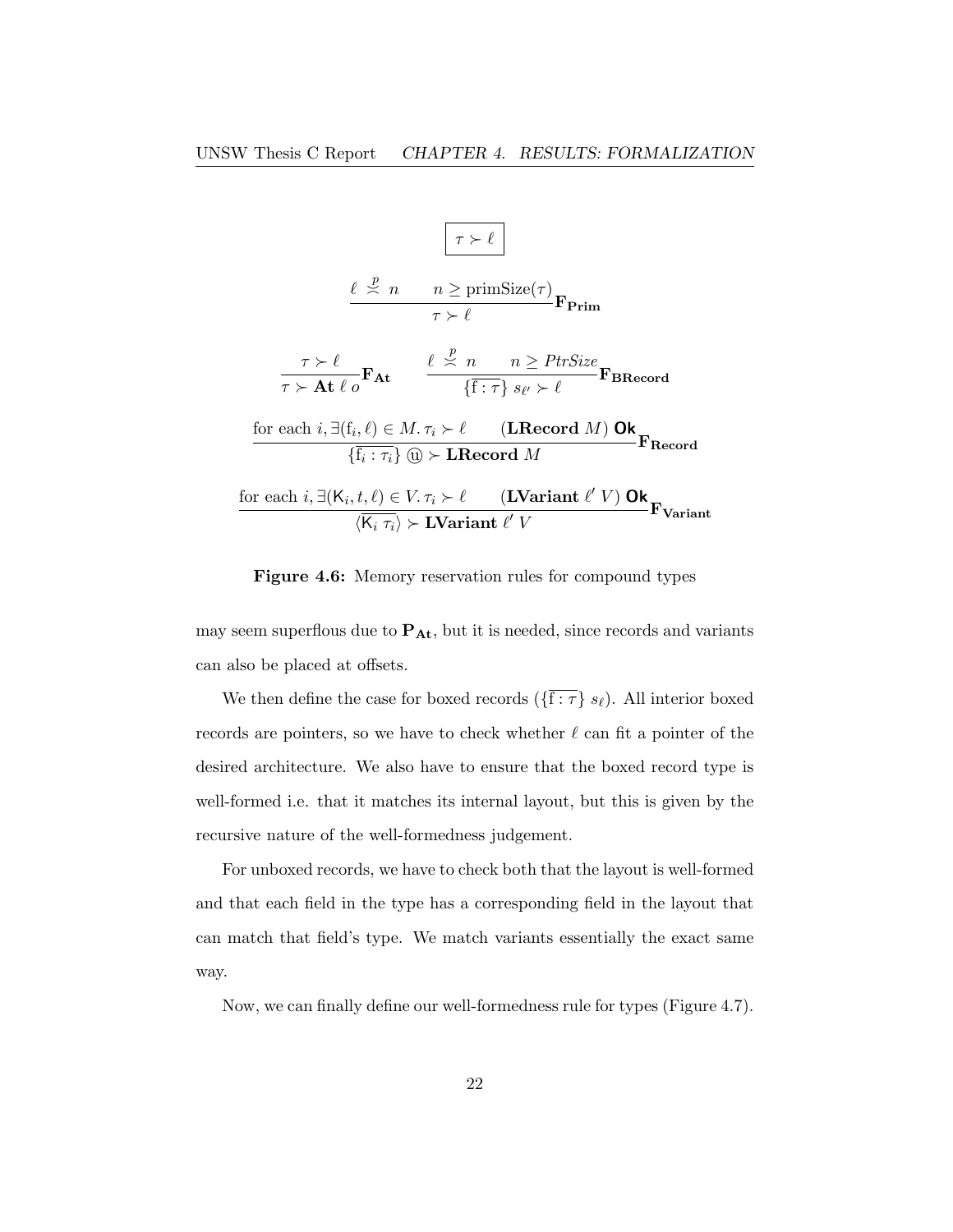$$\boxed{\tau \succ \ell}$$

$$\frac{\ell \overset{p}{\precsim} n \qquad n \geq \text{primSize}(\tau)}{\tau \succ \ell}\mathbf{F_{Prim}}$$

$$\frac{\tau \succ \ell}{\tau \succ \mathbf{At}\ \ell\ o}\mathbf{F_{At}} \qquad \frac{\ell \overset{p}{\precsim} n \qquad n \geq \mathit{PtrSize}}{\{\overline{\mathrm{f} : \tau}\}\ s_{\ell'} \succ \ell}\mathbf{F_{BRecord}}$$

$$\frac{\text{for each } i, \exists (\mathrm{f}_i, \ell) \in M.\, \tau_i \succ \ell \qquad (\mathbf{LRecord}\ M)\ \textsf{Ok}}{\{\overline{\mathrm{f}_i : \tau_i}\}\ ⓤ \succ \mathbf{LRecord}\ M}\mathbf{F_{Record}}$$

$$\frac{\text{for each } i, \exists (\mathsf{K}_i, t, \ell) \in V.\, \tau_i \succ \ell \qquad (\mathbf{LVariant}\ \ell'\ V)\ \textsf{Ok}}{\langle \overline{\mathsf{K}_i\ \tau_i} \rangle \succ \mathbf{LVariant}\ \ell'\ V}\mathbf{F_{Variant}}$$

**Figure 4.6:** Memory reservation rules for compound types

may seem superflous due to $\mathbf{P_{At}}$, but it is needed, since records and variants can also be placed at offsets.

We then define the case for boxed records ($\{\overline{\mathrm{f} : \tau}\}\ s_\ell$). All interior boxed records are pointers, so we have to check whether $\ell$ can fit a pointer of the desired architecture. We also have to ensure that the boxed record type is well-formed i.e. that it matches its internal layout, but this is given by the recursive nature of the well-formedness judgement.

For unboxed records, we have to check both that the layout is well-formed and that each field in the type has a corresponding field in the layout that can match that field's type. We match variants essentially the exact same way.

Now, we can finally define our well-formedness rule for types (Figure 4.7).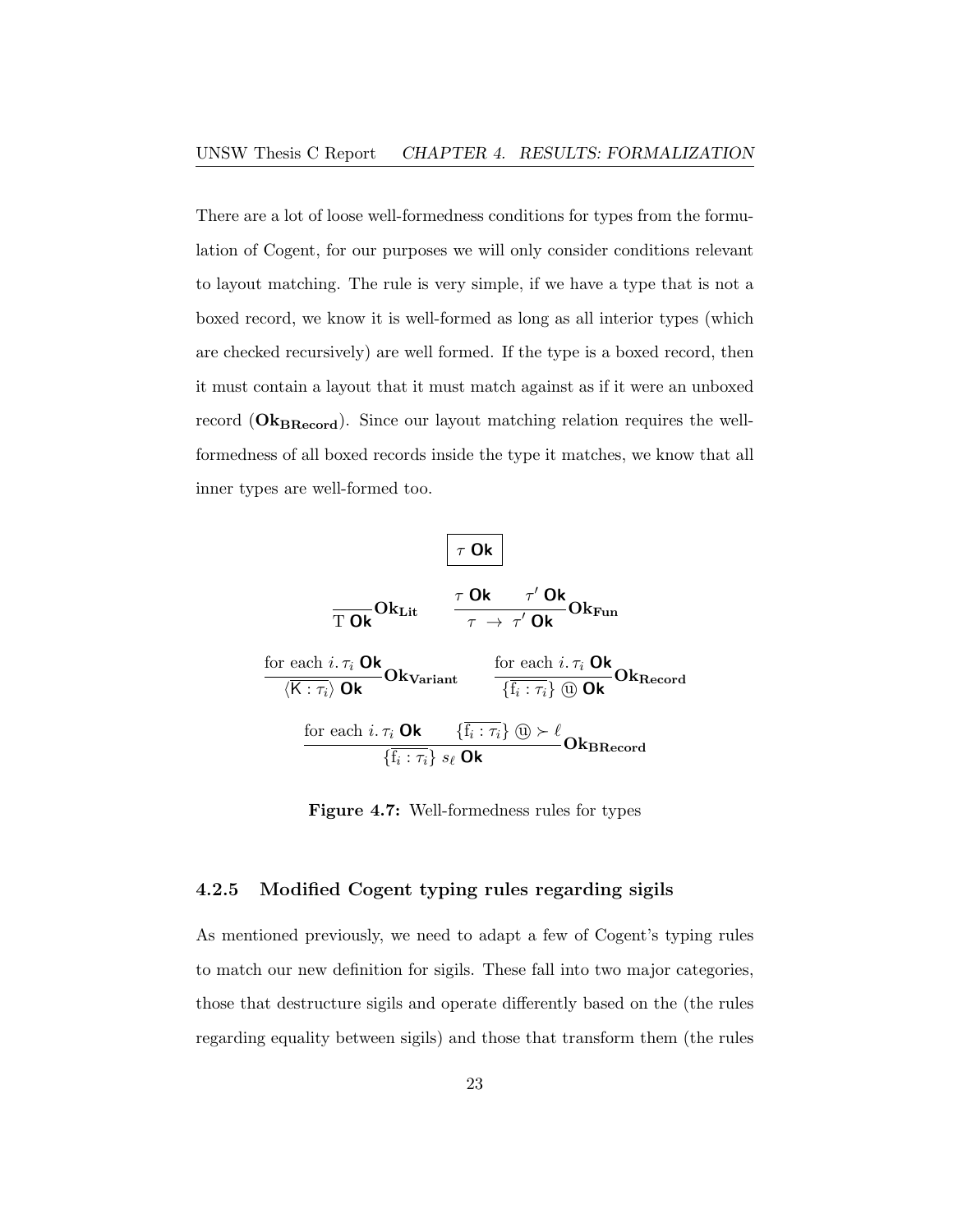There are a lot of loose well-formedness conditions for types from the formulation of Cogent, for our purposes we will only consider conditions relevant to layout matching. The rule is very simple, if we have a type that is not a boxed record, we know it is well-formed as long as all interior types (which are checked recursively) are well formed. If the type is a boxed record, then it must contain a layout that it must match against as if it were an unboxed record ($\mathbf{Ok_{BRecord}}$). Since our layout matching relation requires the well-formedness of all boxed records inside the type it matches, we know that all inner types are well-formed too.

$$\boxed{\tau\ \textsf{Ok}}$$

$$\frac{}{\mathrm{T}\ \textsf{Ok}}\mathbf{Ok_{Lit}} \qquad \frac{\tau\ \textsf{Ok} \qquad \tau'\ \textsf{Ok}}{\tau\ \rightarrow\ \tau'\ \textsf{Ok}}\mathbf{Ok_{Fun}}$$

$$\frac{\text{for each } i.\, \tau_i\ \textsf{Ok}}{\langle \overline{\mathsf{K} : \tau_i} \rangle\ \textsf{Ok}}\mathbf{Ok_{Variant}} \qquad \frac{\text{for each } i.\, \tau_i\ \textsf{Ok}}{\{\overline{\mathrm{f}_i : \tau_i}\}\ ⓤ\ \textsf{Ok}}\mathbf{Ok_{Record}}$$

$$\frac{\text{for each } i.\, \tau_i\ \textsf{Ok} \qquad \{\overline{\mathrm{f}_i : \tau_i}\}\ ⓤ \succ \ell}{\{\overline{\mathrm{f}_i : \tau_i}\}\ s_\ell\ \textsf{Ok}}\mathbf{Ok_{BRecord}}$$

**Figure 4.7:** Well-formedness rules for types

### 4.2.5 Modified Cogent typing rules regarding sigils

As mentioned previously, we need to adapt a few of Cogent's typing rules to match our new definition for sigils. These fall into two major categories, those that destructure sigils and operate differently based on the (the rules regarding equality between sigils) and those that transform them (the rules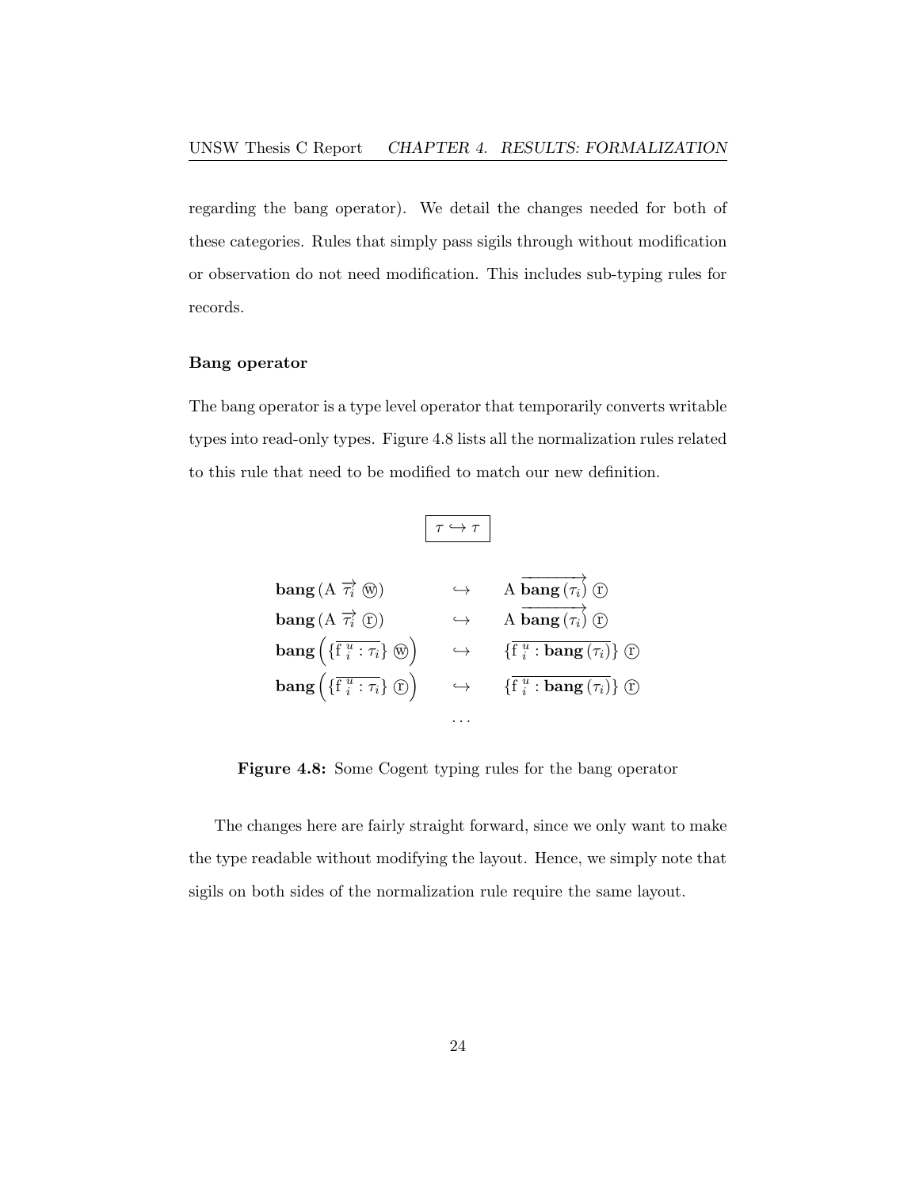regarding the bang operator). We detail the changes needed for both of these categories. Rules that simply pass sigils through without modification or observation do not need modification. This includes sub-typing rules for records.

### Bang operator

The bang operator is a type level operator that temporarily converts writable types into read-only types. Figure 4.8 lists all the normalization rules related to this rule that need to be modified to match our new definition.

$$\boxed{\tau \hookrightarrow \tau}$$

$$
\begin{array}{lcl}
\mathbf{bang}\,(\mathrm{A}\ \overrightarrow{\tau_i}\ \text{ⓦ}) & \hookrightarrow & \mathrm{A}\ \overrightarrow{\mathbf{bang}\,(\tau_i)}\ \text{ⓡ} \\
\mathbf{bang}\,(\mathrm{A}\ \overrightarrow{\tau_i}\ \text{ⓡ}) & \hookrightarrow & \mathrm{A}\ \overrightarrow{\mathbf{bang}\,(\tau_i)}\ \text{ⓡ} \\
\mathbf{bang}\left(\{\overline{\mathrm{f}\ _i^u : \tau_i}\}\ \text{ⓦ}\right) & \hookrightarrow & \{\overline{\mathrm{f}\ _i^u : \mathbf{bang}\,(\tau_i)}\}\ \text{ⓡ} \\
\mathbf{bang}\left(\{\overline{\mathrm{f}\ _i^u : \tau_i}\}\ \text{ⓡ}\right) & \hookrightarrow & \{\overline{\mathrm{f}\ _i^u : \mathbf{bang}\,(\tau_i)}\}\ \text{ⓡ} \\
 & \cdots &
\end{array}
$$

**Figure 4.8:** Some Cogent typing rules for the bang operator

The changes here are fairly straight forward, since we only want to make the type readable without modifying the layout. Hence, we simply note that sigils on both sides of the normalization rule require the same layout.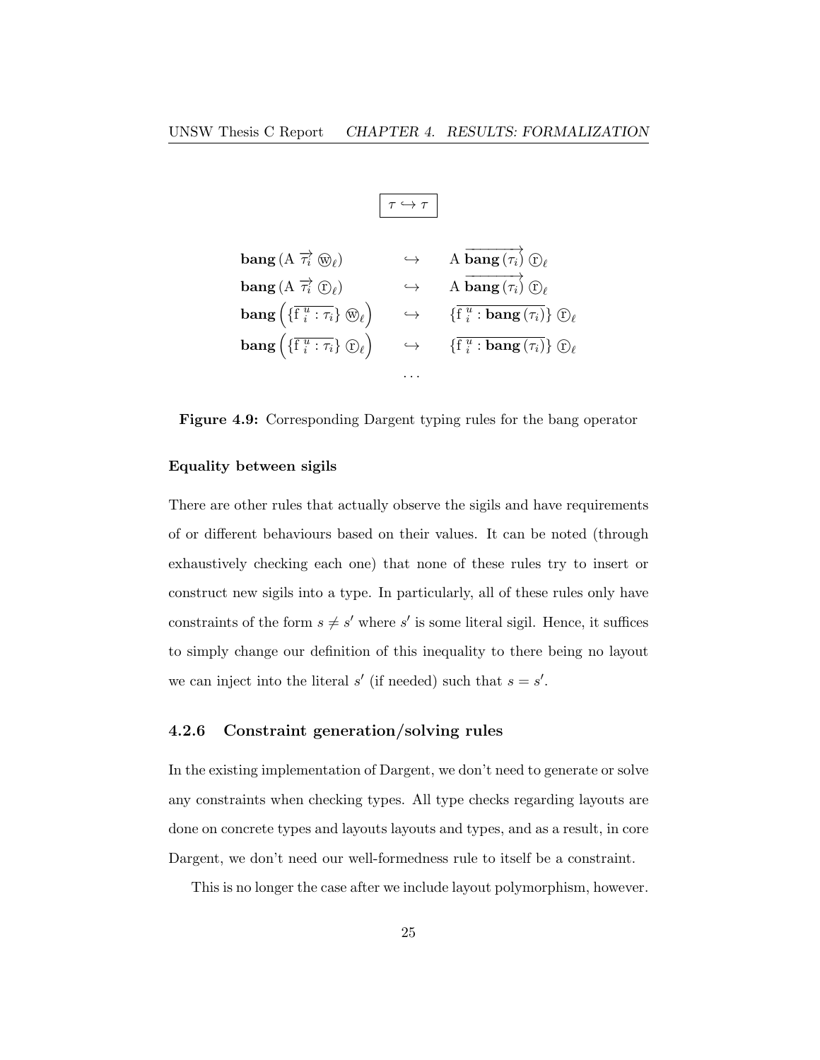$$\boxed{\tau \hookrightarrow \tau}$$

$$
\begin{array}{lcl}
\textbf{bang}\,(\mathrm{A}\ \overrightarrow{\tau_i}\ \text{ⓦ}_\ell) & \hookrightarrow & \mathrm{A}\ \overrightarrow{\textbf{bang}\,(\tau_i)}\ \text{ⓡ}_\ell \\
\textbf{bang}\,(\mathrm{A}\ \overrightarrow{\tau_i}\ \text{ⓡ}_\ell) & \hookrightarrow & \mathrm{A}\ \overrightarrow{\textbf{bang}\,(\tau_i)}\ \text{ⓡ}_\ell \\
\textbf{bang}\left(\{\overline{\mathrm{f}\ _i^{\,u} : \tau_i}\}\ \text{ⓦ}_\ell\right) & \hookrightarrow & \{\overline{\mathrm{f}\ _i^{\,u} : \textbf{bang}\,(\tau_i)}\}\ \text{ⓡ}_\ell \\
\textbf{bang}\left(\{\overline{\mathrm{f}\ _i^{\,u} : \tau_i}\}\ \text{ⓡ}_\ell\right) & \hookrightarrow & \{\overline{\mathrm{f}\ _i^{\,u} : \textbf{bang}\,(\tau_i)}\}\ \text{ⓡ}_\ell \\
 & \cdots &
\end{array}
$$

**Figure 4.9:** Corresponding Dargent typing rules for the bang operator

**Equality between sigils**

There are other rules that actually observe the sigils and have requirements of or different behaviours based on their values. It can be noted (through exhaustively checking each one) that none of these rules try to insert or construct new sigils into a type. In particularly, all of these rules only have constraints of the form $s \neq s'$ where $s'$ is some literal sigil. Hence, it suffices to simply change our definition of this inequality to there being no layout we can inject into the literal $s'$ (if needed) such that $s = s'$.

### 4.2.6 Constraint generation/solving rules

In the existing implementation of Dargent, we don't need to generate or solve any constraints when checking types. All type checks regarding layouts are done on concrete types and layouts layouts and types, and as a result, in core Dargent, we don't need our well-formedness rule to itself be a constraint.

This is no longer the case after we include layout polymorphism, however.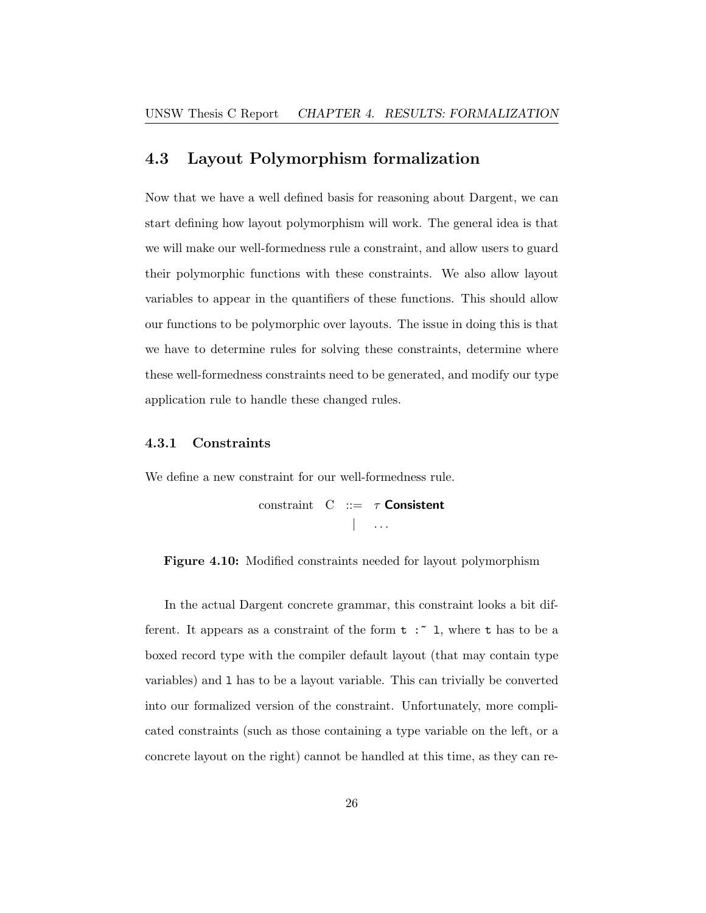## 4.3 Layout Polymorphism formalization

Now that we have a well defined basis for reasoning about Dargent, we can start defining how layout polymorphism will work. The general idea is that we will make our well-formedness rule a constraint, and allow users to guard their polymorphic functions with these constraints. We also allow layout variables to appear in the quantifiers of these functions. This should allow our functions to be polymorphic over layouts. The issue in doing this is that we have to determine rules for solving these constraints, determine where these well-formedness constraints need to be generated, and modify our type application rule to handle these changed rules.

### 4.3.1 Constraints

We define a new constraint for our well-formedness rule.

$$\begin{array}{lcl} \text{constraint} \quad \mathrm{C} & ::= & \tau \ \textsf{\textbf{Consistent}} \\ & | & \ldots \end{array}$$

**Figure 4.10:** Modified constraints needed for layout polymorphism

In the actual Dargent concrete grammar, this constraint looks a bit different. It appears as a constraint of the form `t :~ l`, where `t` has to be a boxed record type with the compiler default layout (that may contain type variables) and `l` has to be a layout variable. This can trivially be converted into our formalized version of the constraint. Unfortunately, more complicated constraints (such as those containing a type variable on the left, or a concrete layout on the right) cannot be handled at this time, as they can re-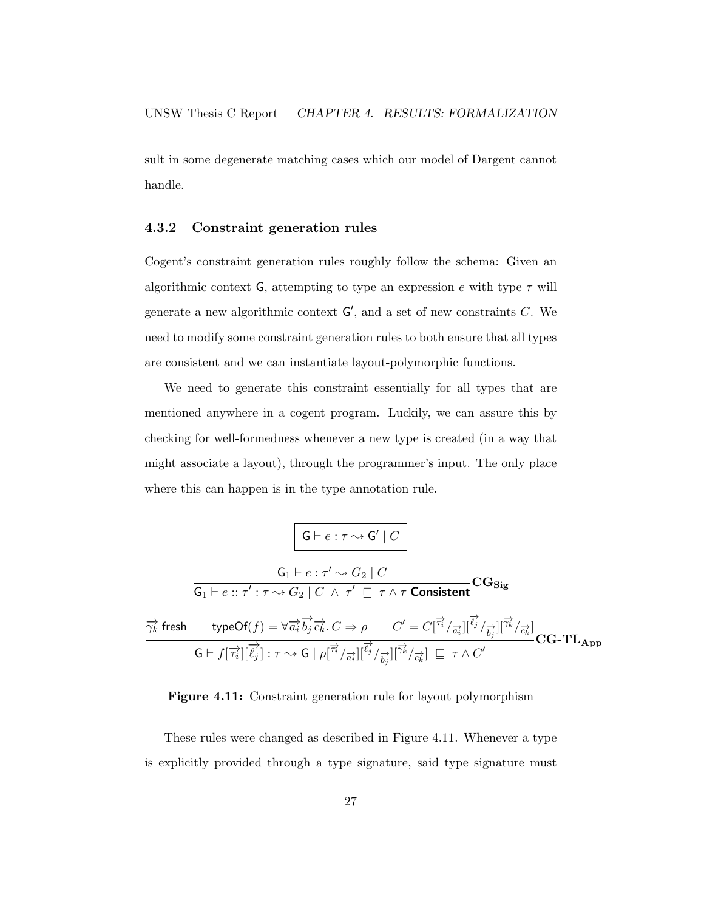sult in some degenerate matching cases which our model of Dargent cannot handle.

### 4.3.2 Constraint generation rules

Cogent's constraint generation rules roughly follow the schema: Given an algorithmic context $\mathsf{G}$, attempting to type an expression $e$ with type $\tau$ will generate a new algorithmic context $\mathsf{G}'$, and a set of new constraints $C$. We need to modify some constraint generation rules to both ensure that all types are consistent and we can instantiate layout-polymorphic functions.

We need to generate this constraint essentially for all types that are mentioned anywhere in a cogent program. Luckily, we can assure this by checking for well-formedness whenever a new type is created (in a way that might associate a layout), through the programmer's input. The only place where this can happen is in the type annotation rule.

$$\boxed{\mathsf{G} \vdash e : \tau \rightsquigarrow \mathsf{G}' \mid C}$$

$$\frac{\mathsf{G}_1 \vdash e : \tau' \rightsquigarrow G_2 \mid C}{\mathsf{G}_1 \vdash e :: \tau' : \tau \rightsquigarrow G_2 \mid C \ \wedge \ \tau' \ \sqsubseteq \ \tau \wedge \tau \ \textbf{Consistent}} \mathbf{CG_{Sig}}$$

$$\frac{\overrightarrow{\gamma_k}\ \textsf{fresh} \qquad \textsf{typeOf}(f) = \forall \overrightarrow{a_i} \overrightarrow{b_j} \overrightarrow{c_k}.\, C \Rightarrow \rho \qquad C' = C[\overrightarrow{\tau_i}/\overrightarrow{a_i}][\overrightarrow{\ell_j}/\overrightarrow{b_j}][\overrightarrow{\gamma_k}/\overrightarrow{c_k}]}{\mathsf{G} \vdash f[\overrightarrow{\tau_i}][\overrightarrow{\ell_j}] : \tau \rightsquigarrow \mathsf{G} \mid \rho[\overrightarrow{\tau_i}/\overrightarrow{a_i}][\overrightarrow{\ell_j}/\overrightarrow{b_j}][\overrightarrow{\gamma_k}/\overrightarrow{c_k}] \ \sqsubseteq \ \tau \wedge C'} \mathbf{CG\text{-}TL_{App}}$$

**Figure 4.11:** Constraint generation rule for layout polymorphism

These rules were changed as described in Figure 4.11. Whenever a type is explicitly provided through a type signature, said type signature must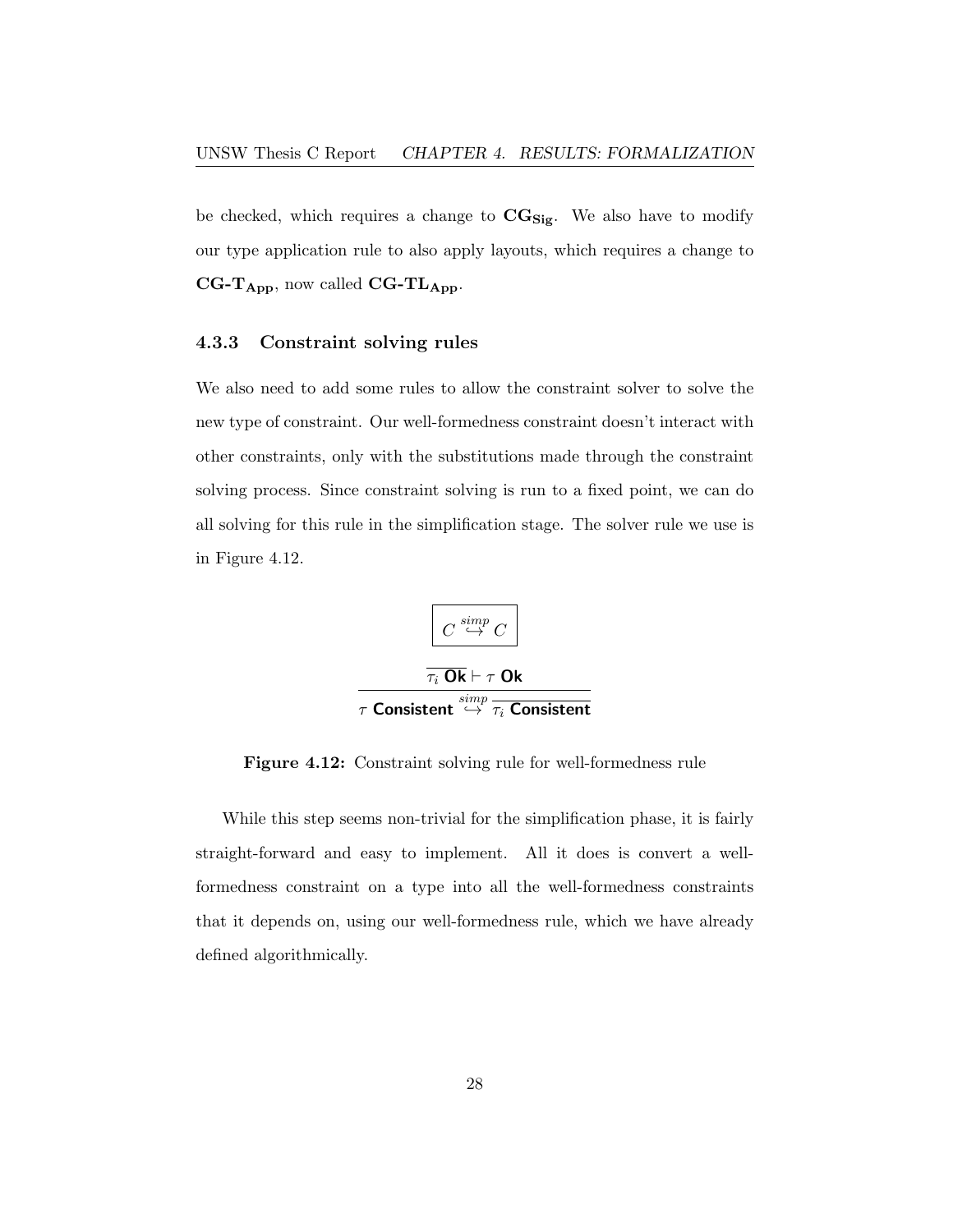be checked, which requires a change to $\mathbf{CG_{Sig}}$. We also have to modify our type application rule to also apply layouts, which requires a change to $\mathbf{CG\text{-}T_{App}}$, now called $\mathbf{CG\text{-}TL_{App}}$.

### 4.3.3 Constraint solving rules

We also need to add some rules to allow the constraint solver to solve the new type of constraint. Our well-formedness constraint doesn't interact with other constraints, only with the substitutions made through the constraint solving process. Since constraint solving is run to a fixed point, we can do all solving for this rule in the simplification stage. The solver rule we use is in Figure 4.12.

$$\boxed{C \overset{simp}{\hookrightarrow} C}$$

$$\frac{\overline{\tau_i\ \textsf{Ok}} \vdash \tau\ \textsf{Ok}}{\tau\ \textsf{Consistent} \overset{simp}{\hookrightarrow} \overline{\tau_i\ \textsf{Consistent}}}$$

**Figure 4.12:** Constraint solving rule for well-formedness rule

While this step seems non-trivial for the simplification phase, it is fairly straight-forward and easy to implement. All it does is convert a well-formedness constraint on a type into all the well-formedness constraints that it depends on, using our well-formedness rule, which we have already defined algorithmically.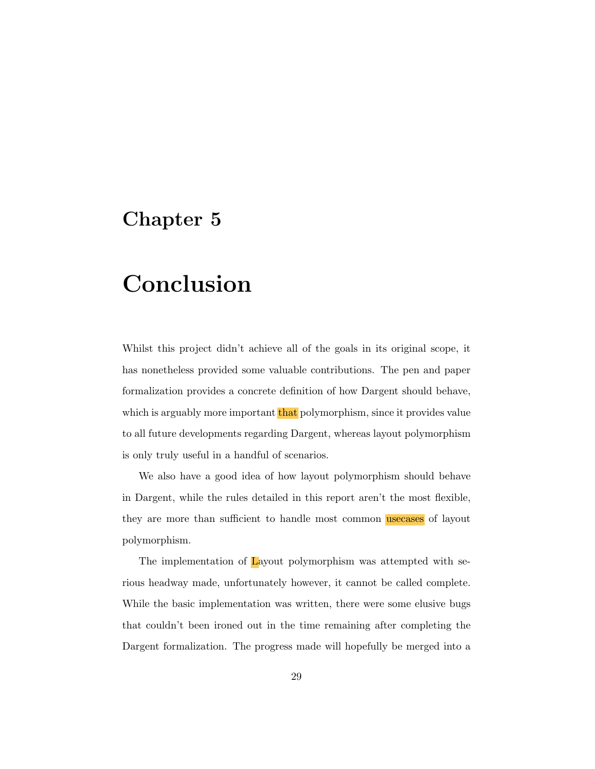# Chapter 5

# Conclusion

Whilst this project didn't achieve all of the goals in its original scope, it has nonetheless provided some valuable contributions. The pen and paper formalization provides a concrete definition of how Dargent should behave, which is arguably more important that polymorphism, since it provides value to all future developments regarding Dargent, whereas layout polymorphism is only truly useful in a handful of scenarios.

We also have a good idea of how layout polymorphism should behave in Dargent, while the rules detailed in this report aren't the most flexible, they are more than sufficient to handle most common usecases of layout polymorphism.

The implementation of Layout polymorphism was attempted with serious headway made, unfortunately however, it cannot be called complete. While the basic implementation was written, there were some elusive bugs that couldn't been ironed out in the time remaining after completing the Dargent formalization. The progress made will hopefully be merged into a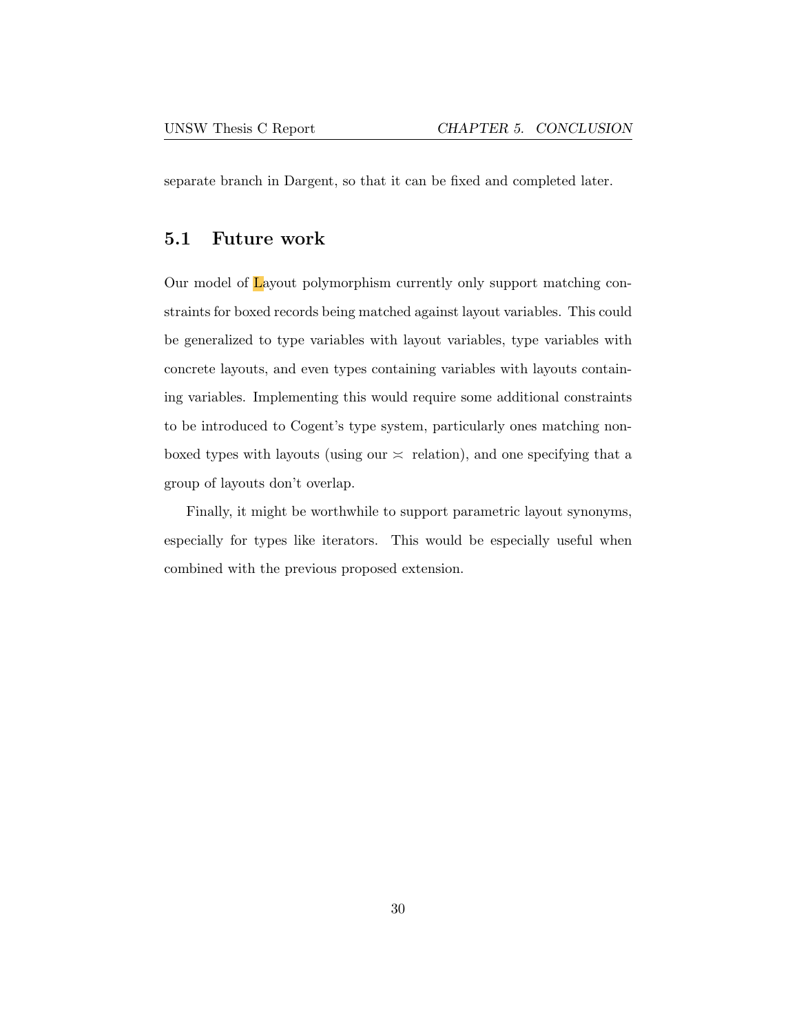separate branch in Dargent, so that it can be fixed and completed later.

## 5.1 Future work

Our model of Layout polymorphism currently only support matching constraints for boxed records being matched against layout variables. This could be generalized to type variables with layout variables, type variables with concrete layouts, and even types containing variables with layouts containing variables. Implementing this would require some additional constraints to be introduced to Cogent's type system, particularly ones matching non-boxed types with layouts (using our $\asymp$ relation), and one specifying that a group of layouts don't overlap.

Finally, it might be worthwhile to support parametric layout synonyms, especially for types like iterators. This would be especially useful when combined with the previous proposed extension.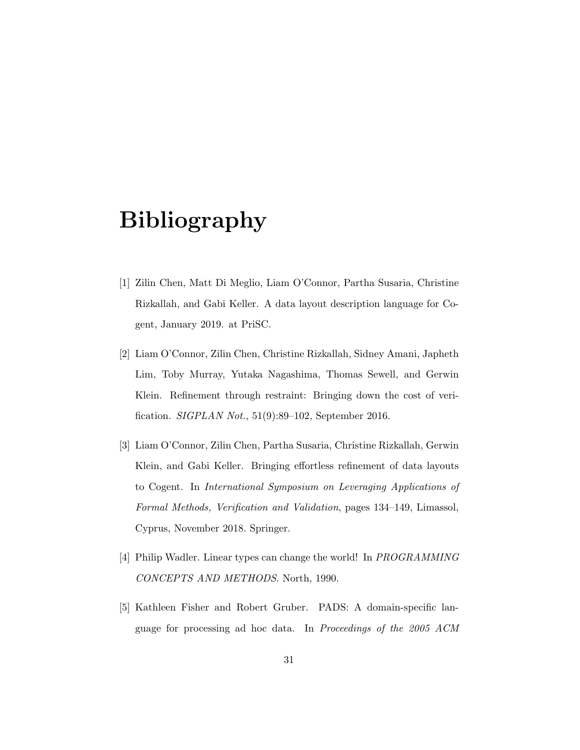# Bibliography

[1] Zilin Chen, Matt Di Meglio, Liam O'Connor, Partha Susaria, Christine Rizkallah, and Gabi Keller. A data layout description language for Cogent, January 2019. at PriSC.

[2] Liam O'Connor, Zilin Chen, Christine Rizkallah, Sidney Amani, Japheth Lim, Toby Murray, Yutaka Nagashima, Thomas Sewell, and Gerwin Klein. Refinement through restraint: Bringing down the cost of verification. *SIGPLAN Not.*, 51(9):89–102, September 2016.

[3] Liam O'Connor, Zilin Chen, Partha Susaria, Christine Rizkallah, Gerwin Klein, and Gabi Keller. Bringing effortless refinement of data layouts to Cogent. In *International Symposium on Leveraging Applications of Formal Methods, Verification and Validation*, pages 134–149, Limassol, Cyprus, November 2018. Springer.

[4] Philip Wadler. Linear types can change the world! In *PROGRAMMING CONCEPTS AND METHODS*. North, 1990.

[5] Kathleen Fisher and Robert Gruber. PADS: A domain-specific language for processing ad hoc data. In *Proceedings of the 2005 ACM*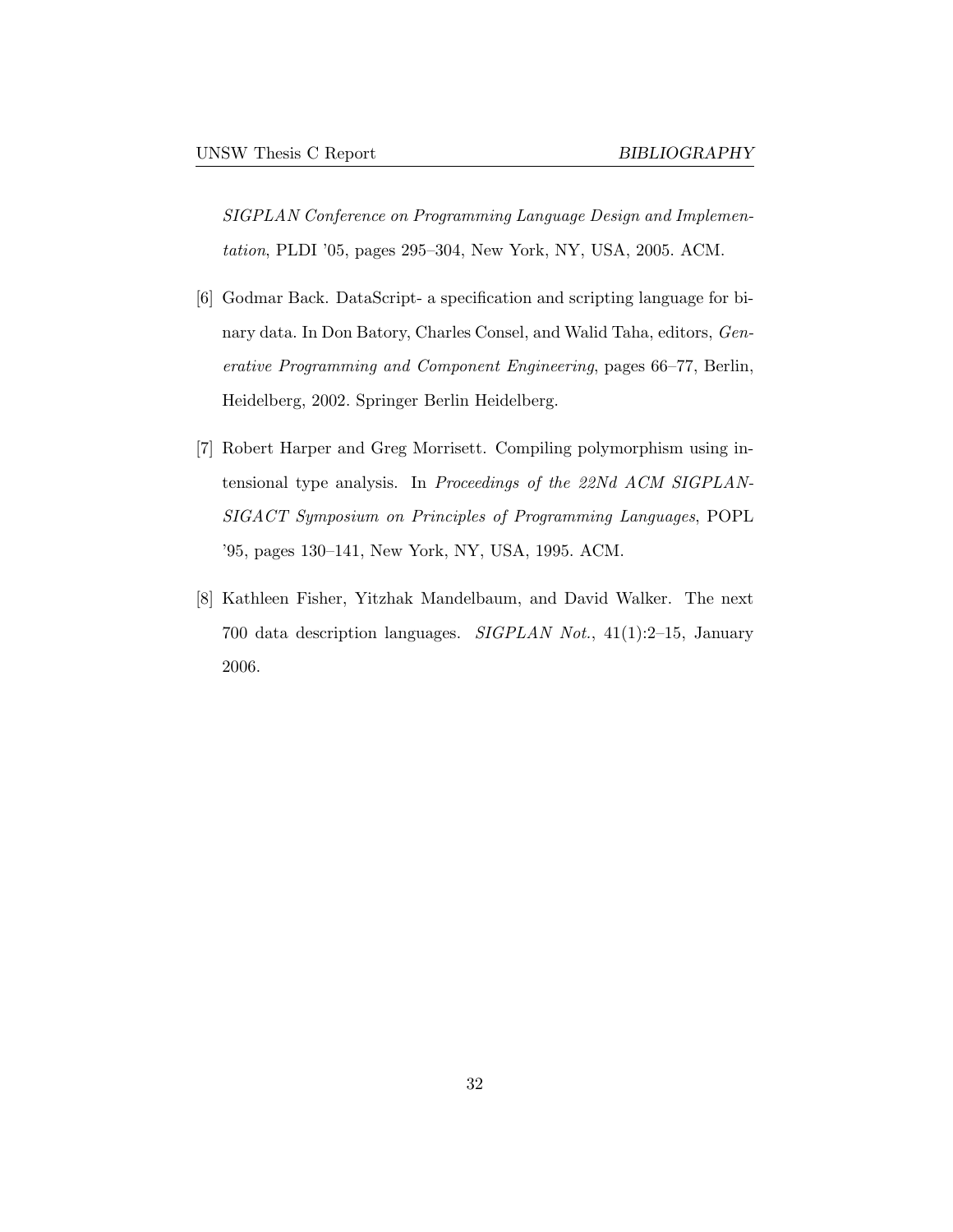*SIGPLAN Conference on Programming Language Design and Implementation*, PLDI '05, pages 295–304, New York, NY, USA, 2005. ACM.

[6] Godmar Back. DataScript- a specification and scripting language for binary data. In Don Batory, Charles Consel, and Walid Taha, editors, *Generative Programming and Component Engineering*, pages 66–77, Berlin, Heidelberg, 2002. Springer Berlin Heidelberg.

[7] Robert Harper and Greg Morrisett. Compiling polymorphism using intensional type analysis. In *Proceedings of the 22Nd ACM SIGPLAN-SIGACT Symposium on Principles of Programming Languages*, POPL '95, pages 130–141, New York, NY, USA, 1995. ACM.

[8] Kathleen Fisher, Yitzhak Mandelbaum, and David Walker. The next 700 data description languages. *SIGPLAN Not.*, 41(1):2–15, January 2006.